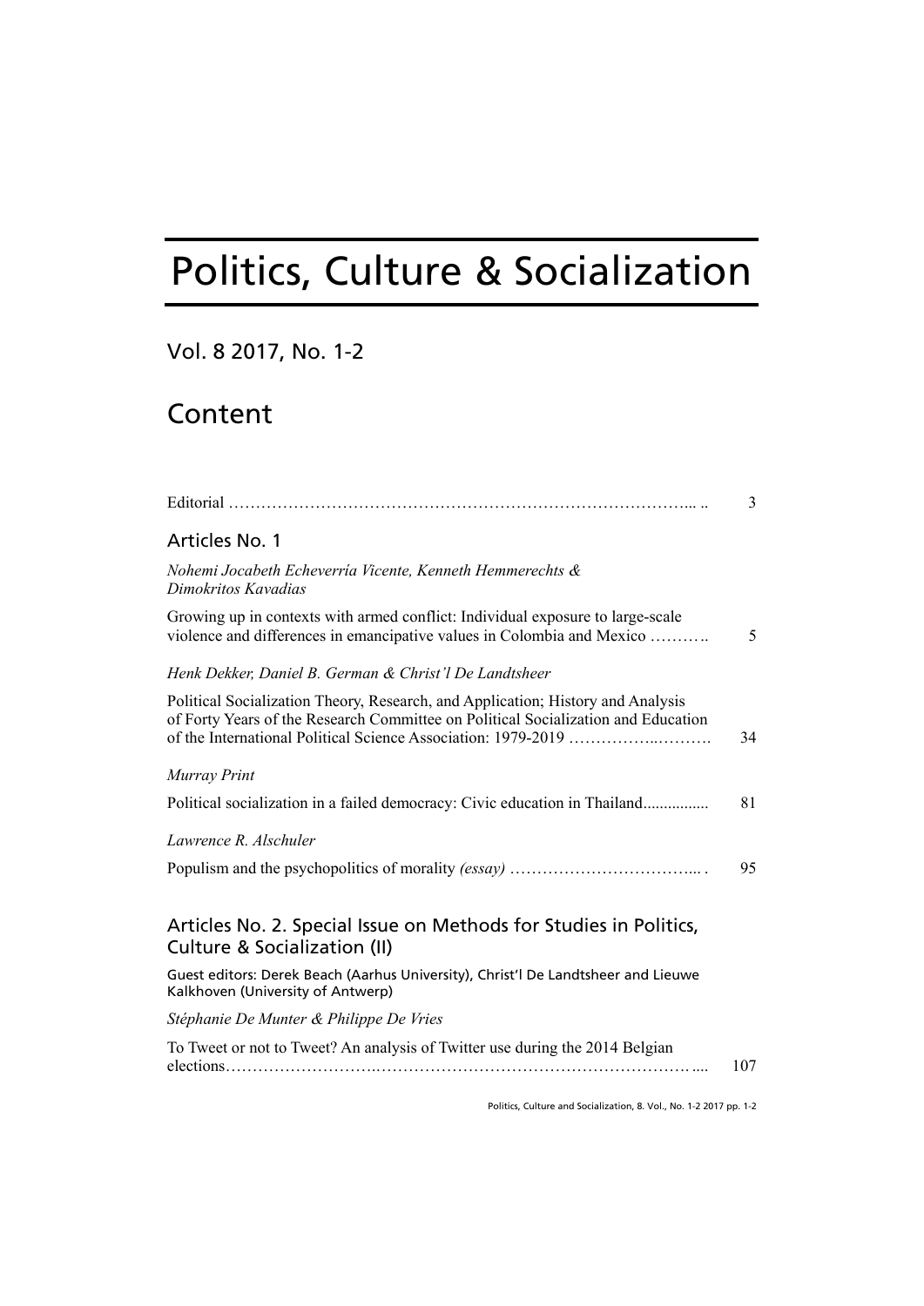# Politics, Culture & Socialization

Vol. 8 2017, No. 1-2

## Content

Editorial ……………………………………………………………………………... .. 3

### Articles No. 1

*Nohemi Jocabeth Echeverría Vicente, Kenneth Hemmerechts & Dimokritos Kavadias*

Growing up in contexts with armed conflict: Individual exposure to large-scale violence and differences in emancipative values in Colombia and Mexico ……….. 5

*Henk Dekker, Daniel B. German & Christ'l De Landtsheer*

Political Socialization Theory, Research, and Application; History and Analysis of Forty Years of the Research Committee on Political Socialization and Education of the International Political Science Association: 1979-2019 ……………..………. 34

*Murray Print*

Political socialization in a failed democracy: Civic education in Thailand................ 81

*Lawrence R. Alschuler*

Populism and the psychopolitics of morality *(essay)* ……………………………... . 95

### Articles No. 2. Special Issue on Methods for Studies in Politics, Culture & Socialization (II)

Guest editors: Derek Beach (Aarhus University), Christ'l De Landtsheer and Lieuwe Kalkhoven (University of Antwerp)

*Stéphanie De Munter & Philippe De Vries*

To Tweet or not to Tweet? An analysis of Twitter use during the 2014 Belgian elections……………………….………………………………………………….... 107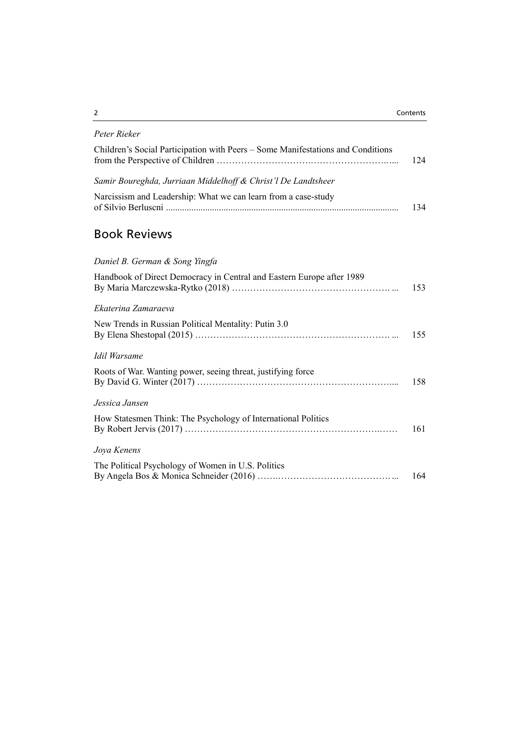*Peter Rieker*

Children's Social Participation with Peers – Some Manifestations and Conditions from the Perspective of Children ........................................................ 124

*Samir Boureghda, Jurriaan Middelhoff & Christ'l De Landtsheer*

Narcissism and Leadership: What we can learn from a case-study of Silvio Berluscni ........................................................ 134

## Book Reviews

*Daniel B. German & Song Yingfa*

Handbook of Direct Democracy in Central and Eastern Europe after 1989 By Maria Marczewska-Rytko (2018) ........................................................ 153

*Ekaterina Zamaraeva*

New Trends in Russian Political Mentality: Putin 3.0 By Elena Shestopal (2015) ........................................................ 155

*Idil Warsame*

Roots of War. Wanting power, seeing threat, justifying force By David G. Winter (2017) ........................................................ 158

*Jessica Jansen*

How Statesmen Think: The Psychology of International Politics By Robert Jervis (2017) ........................................................ 161

*Joya Kenens*

The Political Psychology of Women in U.S. Politics By Angela Bos & Monica Schneider (2016) ........................................................ 164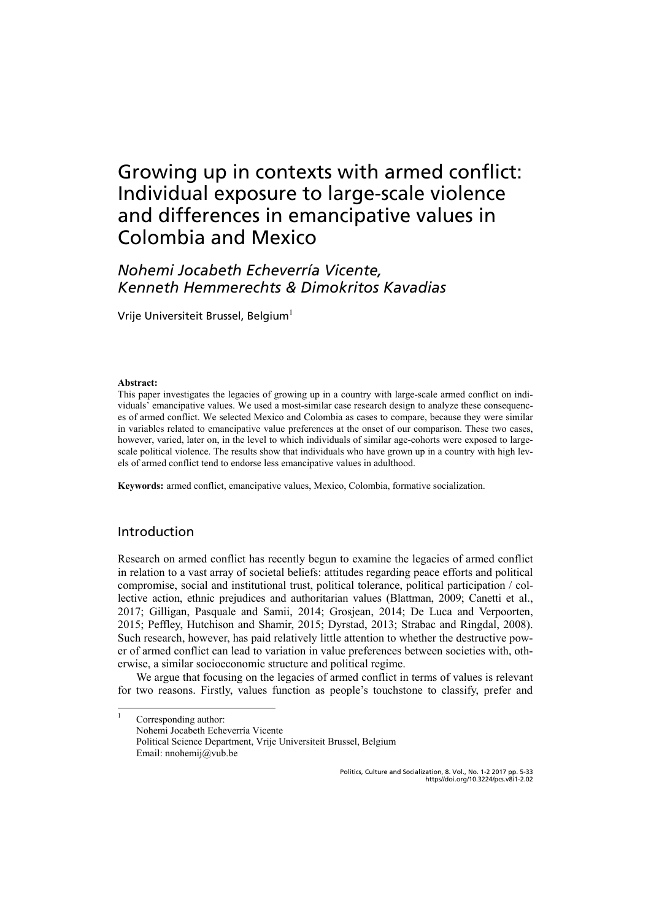// Growing up in contexts with armed conflict: Individual exposure to large-scale violence and differences in emancipative values in Colombia and Mexico

*Nohemi Jocabeth Echeverría Vicente, Kenneth Hemmerechts & Dimokritos Kavadias*

Vrije Universiteit Brussel, Belgium[1]

**Abstract:**
This paper investigates the legacies of growing up in a country with large-scale armed conflict on individuals' emancipative values. We used a most-similar case research design to analyze these consequences of armed conflict. We selected Mexico and Colombia as cases to compare, because they were similar in variables related to emancipative value preferences at the onset of our comparison. These two cases, however, varied, later on, in the level to which individuals of similar age-cohorts were exposed to large-scale political violence. The results show that individuals who have grown up in a country with high levels of armed conflict tend to endorse less emancipative values in adulthood.

**Keywords:** armed conflict, emancipative values, Mexico, Colombia, formative socialization.

## Introduction

Research on armed conflict has recently begun to examine the legacies of armed conflict in relation to a vast array of societal beliefs: attitudes regarding peace efforts and political compromise, social and institutional trust, political tolerance, political participation / collective action, ethnic prejudices and authoritarian values (Blattman, 2009; Canetti et al., 2017; Gilligan, Pasquale and Samii, 2014; Grosjean, 2014; De Luca and Verpoorten, 2015; Peffley, Hutchison and Shamir, 2015; Dyrstad, 2013; Strabac and Ringdal, 2008). Such research, however, has paid relatively little attention to whether the destructive power of armed conflict can lead to variation in value preferences between societies with, otherwise, a similar socioeconomic structure and political regime.

We argue that focusing on the legacies of armed conflict in terms of values is relevant for two reasons. Firstly, values function as people's touchstone to classify, prefer and

[1] Corresponding author:
Nohemi Jocabeth Echeverría Vicente
Political Science Department, Vrije Universiteit Brussel, Belgium
Email: nnohemij@vub.be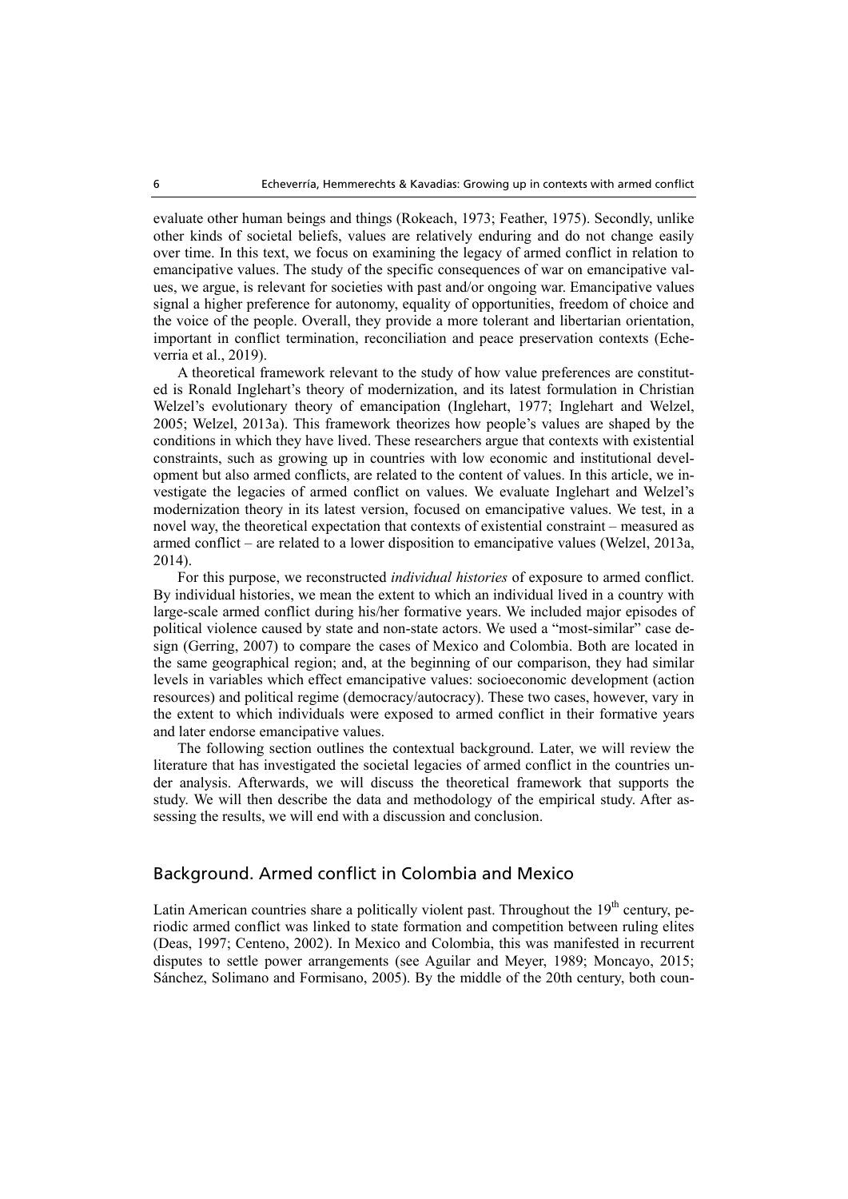evaluate other human beings and things (Rokeach, 1973; Feather, 1975). Secondly, unlike other kinds of societal beliefs, values are relatively enduring and do not change easily over time. In this text, we focus on examining the legacy of armed conflict in relation to emancipative values. The study of the specific consequences of war on emancipative values, we argue, is relevant for societies with past and/or ongoing war. Emancipative values signal a higher preference for autonomy, equality of opportunities, freedom of choice and the voice of the people. Overall, they provide a more tolerant and libertarian orientation, important in conflict termination, reconciliation and peace preservation contexts (Echeverria et al., 2019).

A theoretical framework relevant to the study of how value preferences are constituted is Ronald Inglehart's theory of modernization, and its latest formulation in Christian Welzel's evolutionary theory of emancipation (Inglehart, 1977; Inglehart and Welzel, 2005; Welzel, 2013a). This framework theorizes how people's values are shaped by the conditions in which they have lived. These researchers argue that contexts with existential constraints, such as growing up in countries with low economic and institutional development but also armed conflicts, are related to the content of values. In this article, we investigate the legacies of armed conflict on values. We evaluate Inglehart and Welzel's modernization theory in its latest version, focused on emancipative values. We test, in a novel way, the theoretical expectation that contexts of existential constraint – measured as armed conflict – are related to a lower disposition to emancipative values (Welzel, 2013a, 2014).

For this purpose, we reconstructed *individual histories* of exposure to armed conflict. By individual histories, we mean the extent to which an individual lived in a country with large-scale armed conflict during his/her formative years. We included major episodes of political violence caused by state and non-state actors. We used a "most-similar" case design (Gerring, 2007) to compare the cases of Mexico and Colombia. Both are located in the same geographical region; and, at the beginning of our comparison, they had similar levels in variables which effect emancipative values: socioeconomic development (action resources) and political regime (democracy/autocracy). These two cases, however, vary in the extent to which individuals were exposed to armed conflict in their formative years and later endorse emancipative values.

The following section outlines the contextual background. Later, we will review the literature that has investigated the societal legacies of armed conflict in the countries under analysis. Afterwards, we will discuss the theoretical framework that supports the study. We will then describe the data and methodology of the empirical study. After assessing the results, we will end with a discussion and conclusion.

## Background. Armed conflict in Colombia and Mexico

Latin American countries share a politically violent past. Throughout the 19th century, periodic armed conflict was linked to state formation and competition between ruling elites (Deas, 1997; Centeno, 2002). In Mexico and Colombia, this was manifested in recurrent disputes to settle power arrangements (see Aguilar and Meyer, 1989; Moncayo, 2015; Sánchez, Solimano and Formisano, 2005). By the middle of the 20th century, both coun-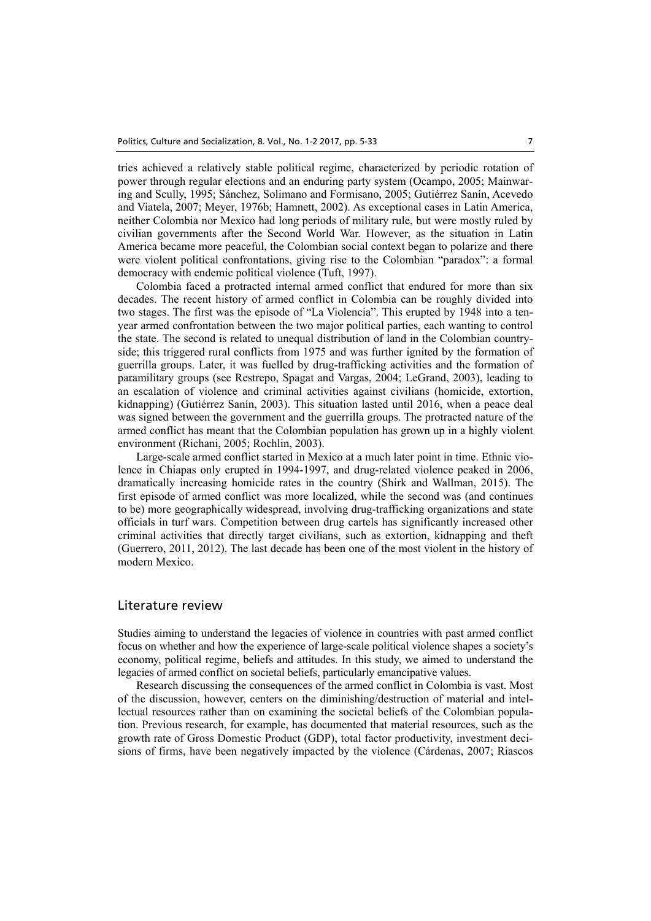tries achieved a relatively stable political regime, characterized by periodic rotation of power through regular elections and an enduring party system (Ocampo, 2005; Mainwaring and Scully, 1995; Sánchez, Solimano and Formisano, 2005; Gutiérrez Sanín, Acevedo and Viatela, 2007; Meyer, 1976b; Hamnett, 2002). As exceptional cases in Latin America, neither Colombia nor Mexico had long periods of military rule, but were mostly ruled by civilian governments after the Second World War. However, as the situation in Latin America became more peaceful, the Colombian social context began to polarize and there were violent political confrontations, giving rise to the Colombian "paradox": a formal democracy with endemic political violence (Tuft, 1997).

Colombia faced a protracted internal armed conflict that endured for more than six decades. The recent history of armed conflict in Colombia can be roughly divided into two stages. The first was the episode of "La Violencia". This erupted by 1948 into a ten-year armed confrontation between the two major political parties, each wanting to control the state. The second is related to unequal distribution of land in the Colombian countryside; this triggered rural conflicts from 1975 and was further ignited by the formation of guerrilla groups. Later, it was fuelled by drug-trafficking activities and the formation of paramilitary groups (see Restrepo, Spagat and Vargas, 2004; LeGrand, 2003), leading to an escalation of violence and criminal activities against civilians (homicide, extortion, kidnapping) (Gutiérrez Sanín, 2003). This situation lasted until 2016, when a peace deal was signed between the government and the guerrilla groups. The protracted nature of the armed conflict has meant that the Colombian population has grown up in a highly violent environment (Richani, 2005; Rochlin, 2003).

Large-scale armed conflict started in Mexico at a much later point in time. Ethnic violence in Chiapas only erupted in 1994-1997, and drug-related violence peaked in 2006, dramatically increasing homicide rates in the country (Shirk and Wallman, 2015). The first episode of armed conflict was more localized, while the second was (and continues to be) more geographically widespread, involving drug-trafficking organizations and state officials in turf wars. Competition between drug cartels has significantly increased other criminal activities that directly target civilians, such as extortion, kidnapping and theft (Guerrero, 2011, 2012). The last decade has been one of the most violent in the history of modern Mexico.

## Literature review

Studies aiming to understand the legacies of violence in countries with past armed conflict focus on whether and how the experience of large-scale political violence shapes a society's economy, political regime, beliefs and attitudes. In this study, we aimed to understand the legacies of armed conflict on societal beliefs, particularly emancipative values.

Research discussing the consequences of the armed conflict in Colombia is vast. Most of the discussion, however, centers on the diminishing/destruction of material and intellectual resources rather than on examining the societal beliefs of the Colombian population. Previous research, for example, has documented that material resources, such as the growth rate of Gross Domestic Product (GDP), total factor productivity, investment decisions of firms, have been negatively impacted by the violence (Cárdenas, 2007; Riascos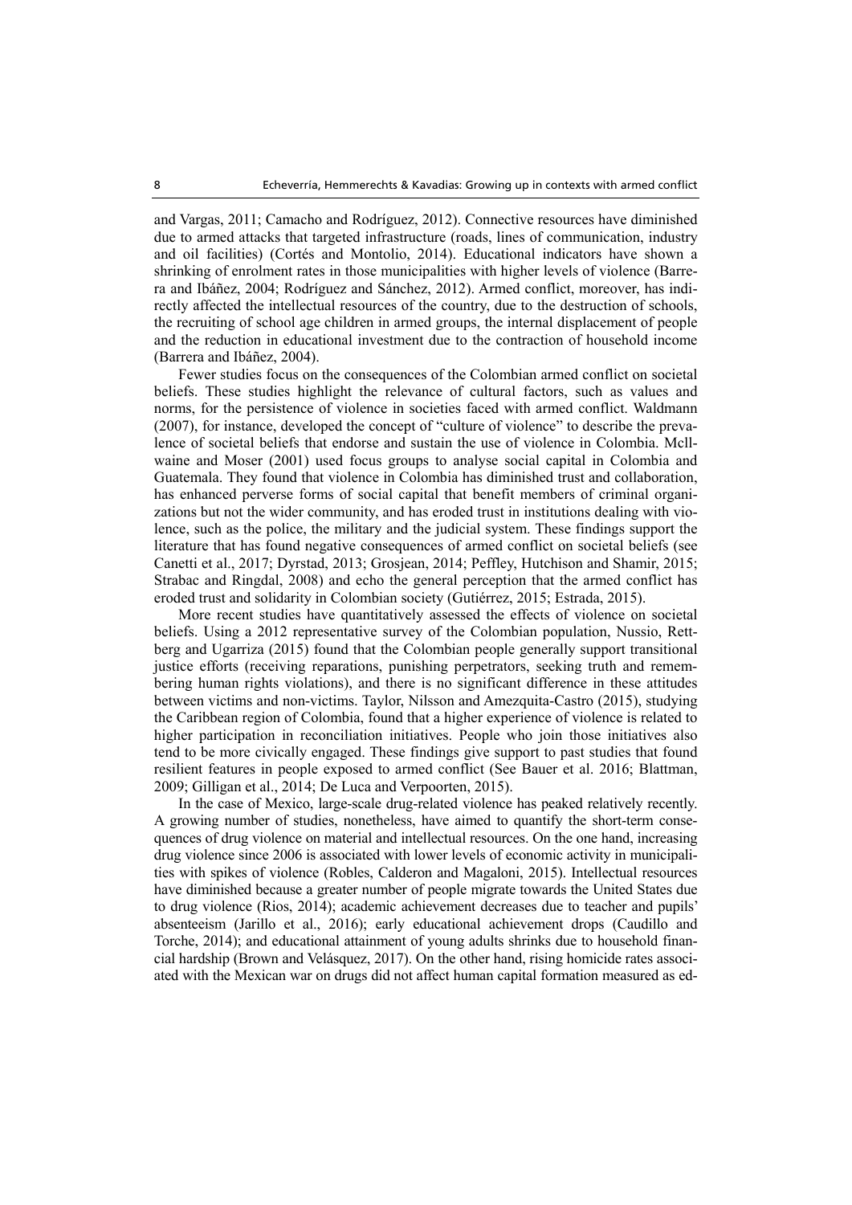and Vargas, 2011; Camacho and Rodríguez, 2012). Connective resources have diminished due to armed attacks that targeted infrastructure (roads, lines of communication, industry and oil facilities) (Cortés and Montolio, 2014). Educational indicators have shown a shrinking of enrolment rates in those municipalities with higher levels of violence (Barrera and Ibáñez, 2004; Rodríguez and Sánchez, 2012). Armed conflict, moreover, has indirectly affected the intellectual resources of the country, due to the destruction of schools, the recruiting of school age children in armed groups, the internal displacement of people and the reduction in educational investment due to the contraction of household income (Barrera and Ibáñez, 2004).

Fewer studies focus on the consequences of the Colombian armed conflict on societal beliefs. These studies highlight the relevance of cultural factors, such as values and norms, for the persistence of violence in societies faced with armed conflict. Waldmann (2007), for instance, developed the concept of "culture of violence" to describe the prevalence of societal beliefs that endorse and sustain the use of violence in Colombia. McIlwaine and Moser (2001) used focus groups to analyse social capital in Colombia and Guatemala. They found that violence in Colombia has diminished trust and collaboration, has enhanced perverse forms of social capital that benefit members of criminal organizations but not the wider community, and has eroded trust in institutions dealing with violence, such as the police, the military and the judicial system. These findings support the literature that has found negative consequences of armed conflict on societal beliefs (see Canetti et al., 2017; Dyrstad, 2013; Grosjean, 2014; Peffley, Hutchison and Shamir, 2015; Strabac and Ringdal, 2008) and echo the general perception that the armed conflict has eroded trust and solidarity in Colombian society (Gutiérrez, 2015; Estrada, 2015).

More recent studies have quantitatively assessed the effects of violence on societal beliefs. Using a 2012 representative survey of the Colombian population, Nussio, Rettberg and Ugarriza (2015) found that the Colombian people generally support transitional justice efforts (receiving reparations, punishing perpetrators, seeking truth and remembering human rights violations), and there is no significant difference in these attitudes between victims and non-victims. Taylor, Nilsson and Amezquita-Castro (2015), studying the Caribbean region of Colombia, found that a higher experience of violence is related to higher participation in reconciliation initiatives. People who join those initiatives also tend to be more civically engaged. These findings give support to past studies that found resilient features in people exposed to armed conflict (See Bauer et al. 2016; Blattman, 2009; Gilligan et al., 2014; De Luca and Verpoorten, 2015).

In the case of Mexico, large-scale drug-related violence has peaked relatively recently. A growing number of studies, nonetheless, have aimed to quantify the short-term consequences of drug violence on material and intellectual resources. On the one hand, increasing drug violence since 2006 is associated with lower levels of economic activity in municipalities with spikes of violence (Robles, Calderon and Magaloni, 2015). Intellectual resources have diminished because a greater number of people migrate towards the United States due to drug violence (Rios, 2014); academic achievement decreases due to teacher and pupils' absenteeism (Jarillo et al., 2016); early educational achievement drops (Caudillo and Torche, 2014); and educational attainment of young adults shrinks due to household financial hardship (Brown and Velásquez, 2017). On the other hand, rising homicide rates associated with the Mexican war on drugs did not affect human capital formation measured as ed-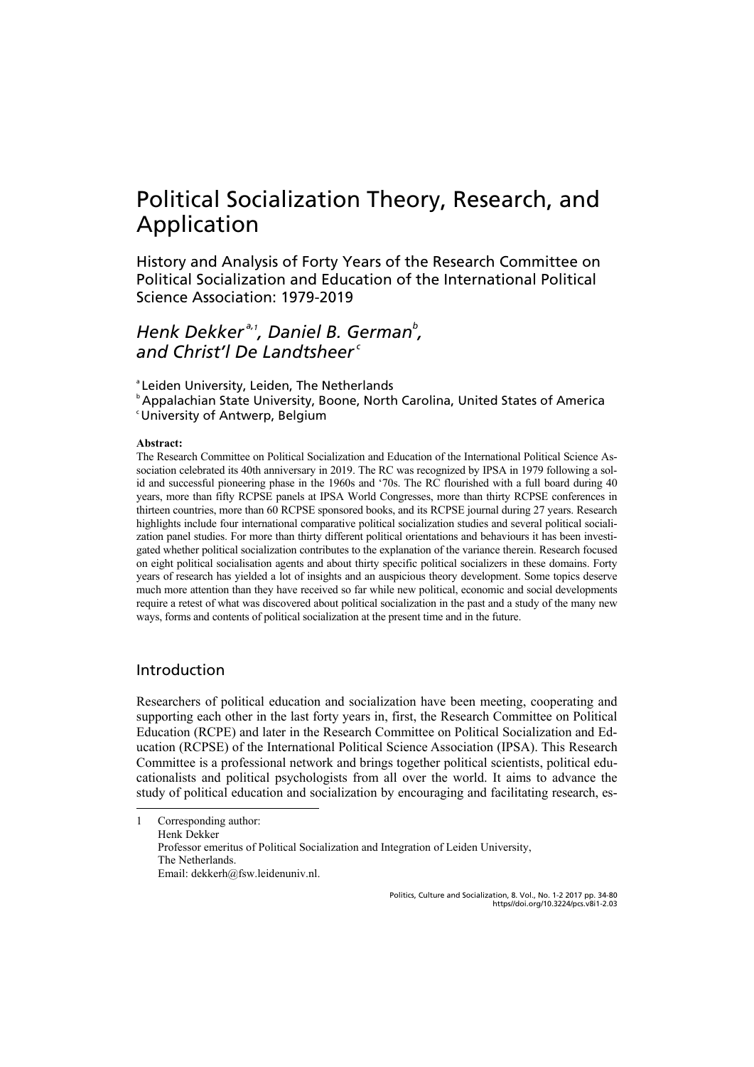# Political Socialization Theory, Research, and Application

## History and Analysis of Forty Years of the Research Committee on Political Socialization and Education of the International Political Science Association: 1979-2019

### *Henk Dekker*[a,1], *Daniel B. German*[b], *and Christ'l De Landtsheer*[c]

[a] Leiden University, Leiden, The Netherlands
[b] Appalachian State University, Boone, North Carolina, United States of America
[c] University of Antwerp, Belgium

**Abstract:**
The Research Committee on Political Socialization and Education of the International Political Science Association celebrated its 40th anniversary in 2019. The RC was recognized by IPSA in 1979 following a solid and successful pioneering phase in the 1960s and '70s. The RC flourished with a full board during 40 years, more than fifty RCPSE panels at IPSA World Congresses, more than thirty RCPSE conferences in thirteen countries, more than 60 RCPSE sponsored books, and its RCPSE journal during 27 years. Research highlights include four international comparative political socialization studies and several political socialization panel studies. For more than thirty different political orientations and behaviours it has been investigated whether political socialization contributes to the explanation of the variance therein. Research focused on eight political socialisation agents and about thirty specific political socializers in these domains. Forty years of research has yielded a lot of insights and an auspicious theory development. Some topics deserve much more attention than they have received so far while new political, economic and social developments require a retest of what was discovered about political socialization in the past and a study of the many new ways, forms and contents of political socialization at the present time and in the future.

## Introduction

Researchers of political education and socialization have been meeting, cooperating and supporting each other in the last forty years in, first, the Research Committee on Political Education (RCPE) and later in the Research Committee on Political Socialization and Education (RCPSE) of the International Political Science Association (IPSA). This Research Committee is a professional network and brings together political scientists, political educationalists and political psychologists from all over the world. It aims to advance the study of political education and socialization by encouraging and facilitating research, es-

1 Corresponding author:
Henk Dekker
Professor emeritus of Political Socialization and Integration of Leiden University,
The Netherlands.
Email: dekkerh@fsw.leidenuniv.nl.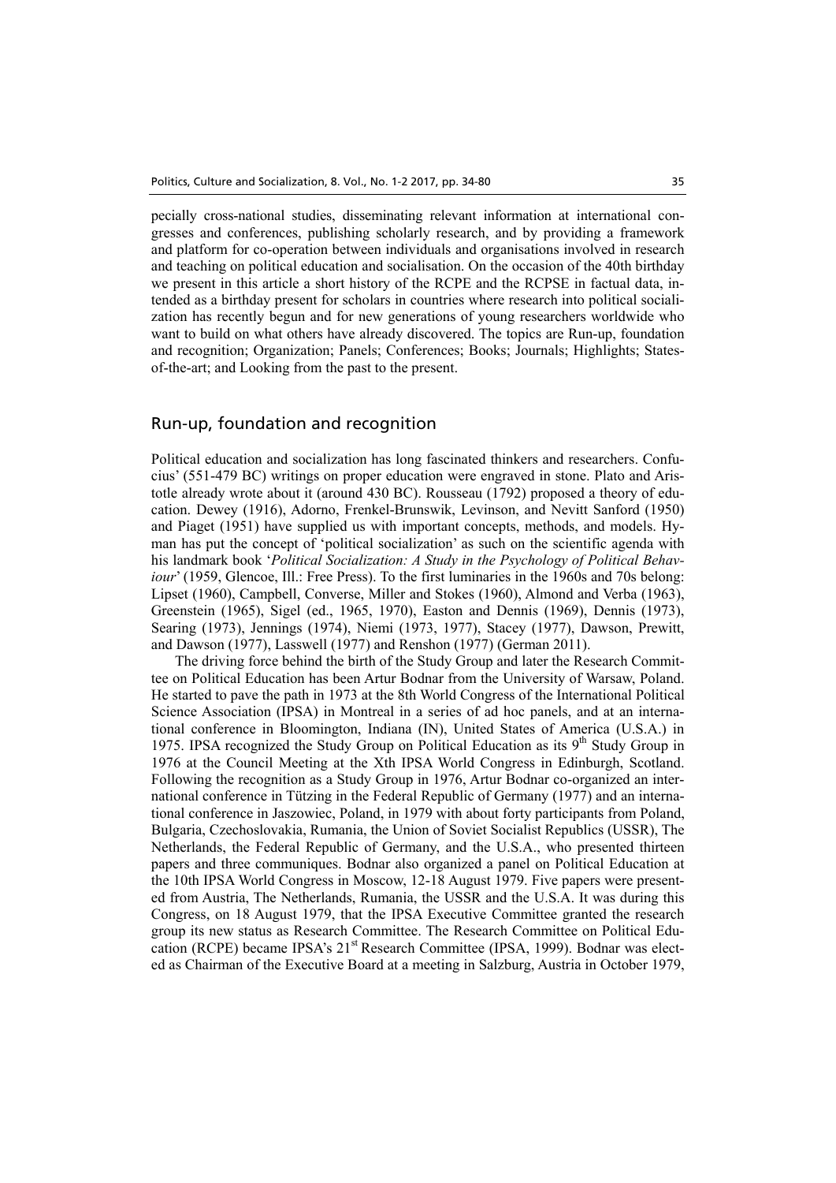pecially cross-national studies, disseminating relevant information at international congresses and conferences, publishing scholarly research, and by providing a framework and platform for co-operation between individuals and organisations involved in research and teaching on political education and socialisation. On the occasion of the 40th birthday we present in this article a short history of the RCPE and the RCPSE in factual data, intended as a birthday present for scholars in countries where research into political socialization has recently begun and for new generations of young researchers worldwide who want to build on what others have already discovered. The topics are Run-up, foundation and recognition; Organization; Panels; Conferences; Books; Journals; Highlights; States-of-the-art; and Looking from the past to the present.

## Run-up, foundation and recognition

Political education and socialization has long fascinated thinkers and researchers. Confucius' (551-479 BC) writings on proper education were engraved in stone. Plato and Aristotle already wrote about it (around 430 BC). Rousseau (1792) proposed a theory of education. Dewey (1916), Adorno, Frenkel-Brunswik, Levinson, and Nevitt Sanford (1950) and Piaget (1951) have supplied us with important concepts, methods, and models. Hyman has put the concept of 'political socialization' as such on the scientific agenda with his landmark book '*Political Socialization: A Study in the Psychology of Political Behaviour*' (1959, Glencoe, Ill.: Free Press). To the first luminaries in the 1960s and 70s belong: Lipset (1960), Campbell, Converse, Miller and Stokes (1960), Almond and Verba (1963), Greenstein (1965), Sigel (ed., 1965, 1970), Easton and Dennis (1969), Dennis (1973), Searing (1973), Jennings (1974), Niemi (1973, 1977), Stacey (1977), Dawson, Prewitt, and Dawson (1977), Lasswell (1977) and Renshon (1977) (German 2011).

The driving force behind the birth of the Study Group and later the Research Committee on Political Education has been Artur Bodnar from the University of Warsaw, Poland. He started to pave the path in 1973 at the 8th World Congress of the International Political Science Association (IPSA) in Montreal in a series of ad hoc panels, and at an international conference in Bloomington, Indiana (IN), United States of America (U.S.A.) in 1975. IPSA recognized the Study Group on Political Education as its 9th Study Group in 1976 at the Council Meeting at the Xth IPSA World Congress in Edinburgh, Scotland. Following the recognition as a Study Group in 1976, Artur Bodnar co-organized an international conference in Tützing in the Federal Republic of Germany (1977) and an international conference in Jaszowiec, Poland, in 1979 with about forty participants from Poland, Bulgaria, Czechoslovakia, Rumania, the Union of Soviet Socialist Republics (USSR), The Netherlands, the Federal Republic of Germany, and the U.S.A., who presented thirteen papers and three communiques. Bodnar also organized a panel on Political Education at the 10th IPSA World Congress in Moscow, 12-18 August 1979. Five papers were presented from Austria, The Netherlands, Rumania, the USSR and the U.S.A. It was during this Congress, on 18 August 1979, that the IPSA Executive Committee granted the research group its new status as Research Committee. The Research Committee on Political Education (RCPE) became IPSA's 21st Research Committee (IPSA, 1999). Bodnar was elected as Chairman of the Executive Board at a meeting in Salzburg, Austria in October 1979,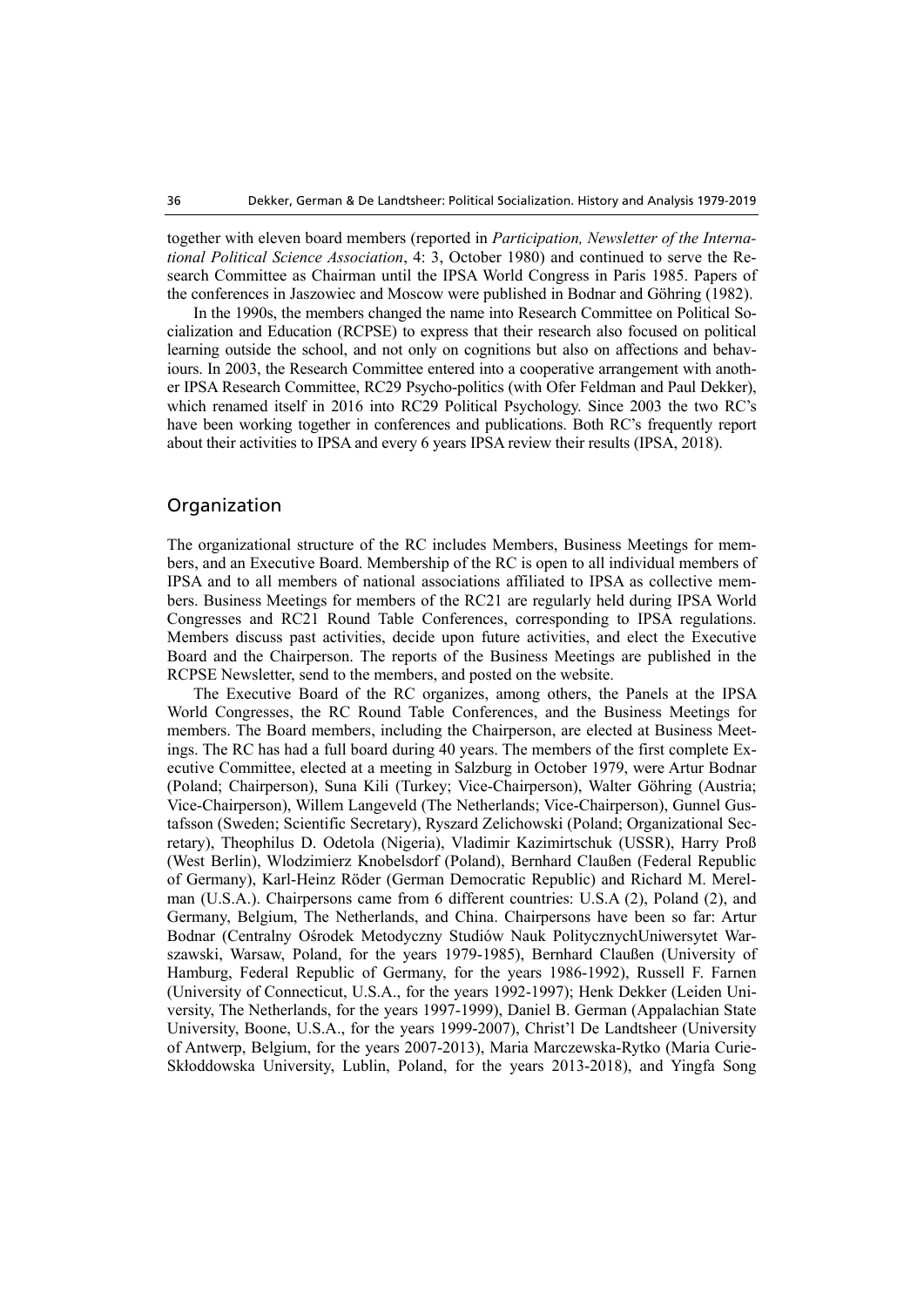together with eleven board members (reported in *Participation, Newsletter of the International Political Science Association*, 4: 3, October 1980) and continued to serve the Research Committee as Chairman until the IPSA World Congress in Paris 1985. Papers of the conferences in Jaszowiec and Moscow were published in Bodnar and Göhring (1982).

In the 1990s, the members changed the name into Research Committee on Political Socialization and Education (RCPSE) to express that their research also focused on political learning outside the school, and not only on cognitions but also on affections and behaviours. In 2003, the Research Committee entered into a cooperative arrangement with another IPSA Research Committee, RC29 Psycho-politics (with Ofer Feldman and Paul Dekker), which renamed itself in 2016 into RC29 Political Psychology. Since 2003 the two RC's have been working together in conferences and publications. Both RC's frequently report about their activities to IPSA and every 6 years IPSA review their results (IPSA, 2018).

## Organization

The organizational structure of the RC includes Members, Business Meetings for members, and an Executive Board. Membership of the RC is open to all individual members of IPSA and to all members of national associations affiliated to IPSA as collective members. Business Meetings for members of the RC21 are regularly held during IPSA World Congresses and RC21 Round Table Conferences, corresponding to IPSA regulations. Members discuss past activities, decide upon future activities, and elect the Executive Board and the Chairperson. The reports of the Business Meetings are published in the RCPSE Newsletter, send to the members, and posted on the website.

The Executive Board of the RC organizes, among others, the Panels at the IPSA World Congresses, the RC Round Table Conferences, and the Business Meetings for members. The Board members, including the Chairperson, are elected at Business Meetings. The RC has had a full board during 40 years. The members of the first complete Executive Committee, elected at a meeting in Salzburg in October 1979, were Artur Bodnar (Poland; Chairperson), Suna Kili (Turkey; Vice-Chairperson), Walter Göhring (Austria; Vice-Chairperson), Willem Langeveld (The Netherlands; Vice-Chairperson), Gunnel Gustafsson (Sweden; Scientific Secretary), Ryszard Zelichowski (Poland; Organizational Secretary), Theophilus D. Odetola (Nigeria), Vladimir Kazimirtschuk (USSR), Harry Proß (West Berlin), Wlodzimierz Knobelsdorf (Poland), Bernhard Claußen (Federal Republic of Germany), Karl-Heinz Röder (German Democratic Republic) and Richard M. Merelman (U.S.A.). Chairpersons came from 6 different countries: U.S.A (2), Poland (2), and Germany, Belgium, The Netherlands, and China. Chairpersons have been so far: Artur Bodnar (Centralny Ośrodek Metodyczny Studiów Nauk PolitycznychUniwersytet Warszawski, Warsaw, Poland, for the years 1979-1985), Bernhard Claußen (University of Hamburg, Federal Republic of Germany, for the years 1986-1992), Russell F. Farnen (University of Connecticut, U.S.A., for the years 1992-1997); Henk Dekker (Leiden University, The Netherlands, for the years 1997-1999), Daniel B. German (Appalachian State University, Boone, U.S.A., for the years 1999-2007), Christ'l De Landtsheer (University of Antwerp, Belgium, for the years 2007-2013), Maria Marczewska-Rytko (Maria Curie-Skłoddowska University, Lublin, Poland, for the years 2013-2018), and Yingfa Song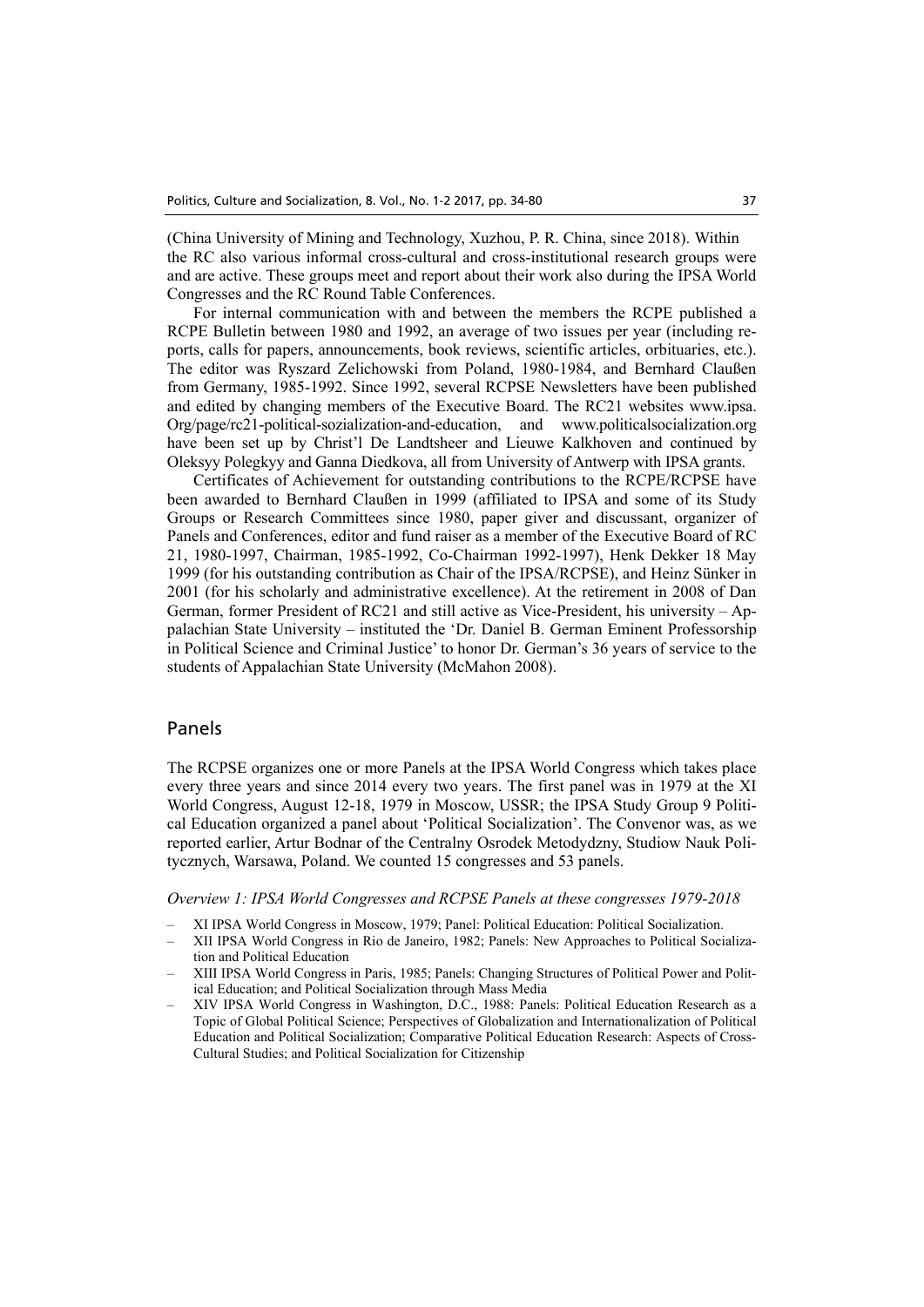(China University of Mining and Technology, Xuzhou, P. R. China, since 2018). Within the RC also various informal cross-cultural and cross-institutional research groups were and are active. These groups meet and report about their work also during the IPSA World Congresses and the RC Round Table Conferences.

For internal communication with and between the members the RCPE published a RCPE Bulletin between 1980 and 1992, an average of two issues per year (including reports, calls for papers, announcements, book reviews, scientific articles, orbituaries, etc.). The editor was Ryszard Zelichowski from Poland, 1980-1984, and Bernhard Claußen from Germany, 1985-1992. Since 1992, several RCPSE Newsletters have been published and edited by changing members of the Executive Board. The RC21 websites www.ipsa. Org/page/rc21-political-sozialization-and-education, and www.politicalsocialization.org have been set up by Christ'l De Landtsheer and Lieuwe Kalkhoven and continued by Oleksyy Polegkyy and Ganna Diedkova, all from University of Antwerp with IPSA grants.

Certificates of Achievement for outstanding contributions to the RCPE/RCPSE have been awarded to Bernhard Claußen in 1999 (affiliated to IPSA and some of its Study Groups or Research Committees since 1980, paper giver and discussant, organizer of Panels and Conferences, editor and fund raiser as a member of the Executive Board of RC 21, 1980-1997, Chairman, 1985-1992, Co-Chairman 1992-1997), Henk Dekker 18 May 1999 (for his outstanding contribution as Chair of the IPSA/RCPSE), and Heinz Sünker in 2001 (for his scholarly and administrative excellence). At the retirement in 2008 of Dan German, former President of RC21 and still active as Vice-President, his university – Appalachian State University – instituted the 'Dr. Daniel B. German Eminent Professorship in Political Science and Criminal Justice' to honor Dr. German's 36 years of service to the students of Appalachian State University (McMahon 2008).

## Panels

The RCPSE organizes one or more Panels at the IPSA World Congress which takes place every three years and since 2014 every two years. The first panel was in 1979 at the XI World Congress, August 12-18, 1979 in Moscow, USSR; the IPSA Study Group 9 Political Education organized a panel about 'Political Socialization'. The Convenor was, as we reported earlier, Artur Bodnar of the Centralny Osrodek Metodydzny, Studiow Nauk Politycznych, Warsawa, Poland. We counted 15 congresses and 53 panels.

*Overview 1: IPSA World Congresses and RCPSE Panels at these congresses 1979-2018*

- XI IPSA World Congress in Moscow, 1979; Panel: Political Education: Political Socialization.
- XII IPSA World Congress in Rio de Janeiro, 1982; Panels: New Approaches to Political Socialization and Political Education
- XIII IPSA World Congress in Paris, 1985; Panels: Changing Structures of Political Power and Political Education; and Political Socialization through Mass Media
- XIV IPSA World Congress in Washington, D.C., 1988: Panels: Political Education Research as a Topic of Global Political Science; Perspectives of Globalization and Internationalization of Political Education and Political Socialization; Comparative Political Education Research: Aspects of Cross-Cultural Studies; and Political Socialization for Citizenship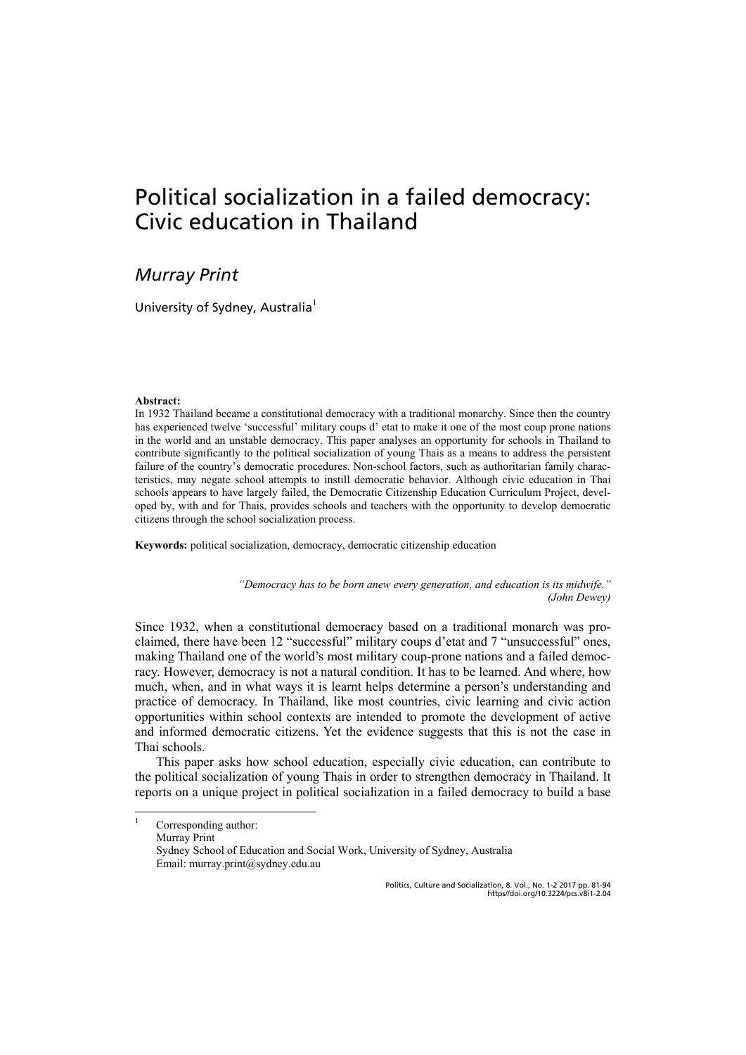# Political socialization in a failed democracy: Civic education in Thailand

*Murray Print*

University of Sydney, Australia[1]

**Abstract:**
In 1932 Thailand became a constitutional democracy with a traditional monarchy. Since then the country has experienced twelve 'successful' military coups d' etat to make it one of the most coup prone nations in the world and an unstable democracy. This paper analyses an opportunity for schools in Thailand to contribute significantly to the political socialization of young Thais as a means to address the persistent failure of the country's democratic procedures. Non-school factors, such as authoritarian family characteristics, may negate school attempts to instill democratic behavior. Although civic education in Thai schools appears to have largely failed, the Democratic Citizenship Education Curriculum Project, developed by, with and for Thais, provides schools and teachers with the opportunity to develop democratic citizens through the school socialization process.

**Keywords:** political socialization, democracy, democratic citizenship education

> *"Democracy has to be born anew every generation, and education is its midwife."*
> *(John Dewey)*

Since 1932, when a constitutional democracy based on a traditional monarch was proclaimed, there have been 12 "successful" military coups d'etat and 7 "unsuccessful" ones, making Thailand one of the world's most military coup-prone nations and a failed democracy. However, democracy is not a natural condition. It has to be learned. And where, how much, when, and in what ways it is learnt helps determine a person's understanding and practice of democracy. In Thailand, like most countries, civic learning and civic action opportunities within school contexts are intended to promote the development of active and informed democratic citizens. Yet the evidence suggests that this is not the case in Thai schools.

This paper asks how school education, especially civic education, can contribute to the political socialization of young Thais in order to strengthen democracy in Thailand. It reports on a unique project in political socialization in a failed democracy to build a base

[1] Corresponding author:
Murray Print
Sydney School of Education and Social Work, University of Sydney, Australia
Email: murray.print@sydney.edu.au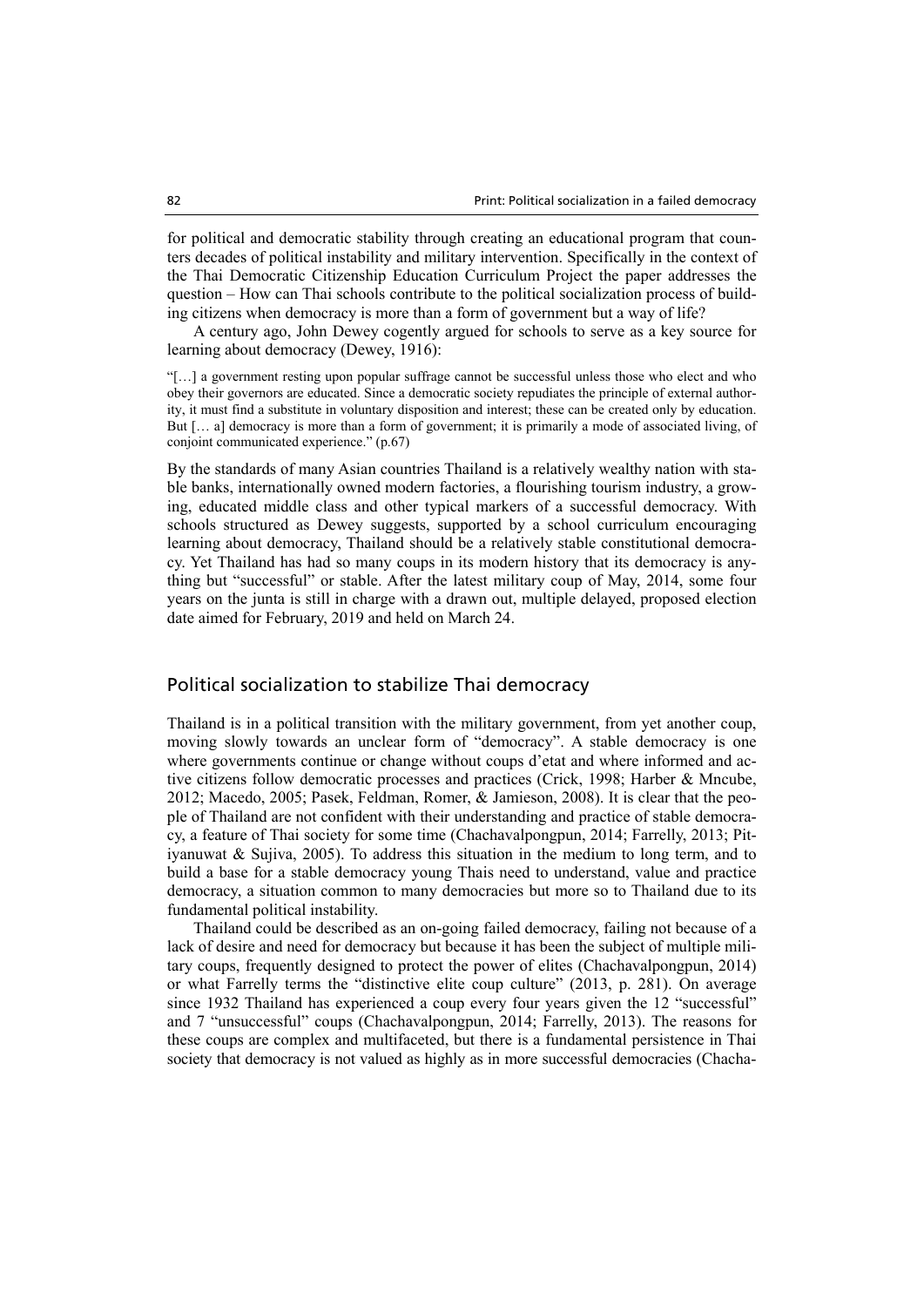for political and democratic stability through creating an educational program that counters decades of political instability and military intervention. Specifically in the context of the Thai Democratic Citizenship Education Curriculum Project the paper addresses the question – How can Thai schools contribute to the political socialization process of building citizens when democracy is more than a form of government but a way of life?

A century ago, John Dewey cogently argued for schools to serve as a key source for learning about democracy (Dewey, 1916):

> "[…] a government resting upon popular suffrage cannot be successful unless those who elect and who obey their governors are educated. Since a democratic society repudiates the principle of external authority, it must find a substitute in voluntary disposition and interest; these can be created only by education. But [… a] democracy is more than a form of government; it is primarily a mode of associated living, of conjoint communicated experience." (p.67)

By the standards of many Asian countries Thailand is a relatively wealthy nation with stable banks, internationally owned modern factories, a flourishing tourism industry, a growing, educated middle class and other typical markers of a successful democracy. With schools structured as Dewey suggests, supported by a school curriculum encouraging learning about democracy, Thailand should be a relatively stable constitutional democracy. Yet Thailand has had so many coups in its modern history that its democracy is anything but "successful" or stable. After the latest military coup of May, 2014, some four years on the junta is still in charge with a drawn out, multiple delayed, proposed election date aimed for February, 2019 and held on March 24.

## Political socialization to stabilize Thai democracy

Thailand is in a political transition with the military government, from yet another coup, moving slowly towards an unclear form of "democracy". A stable democracy is one where governments continue or change without coups d'etat and where informed and active citizens follow democratic processes and practices (Crick, 1998; Harber & Mncube, 2012; Macedo, 2005; Pasek, Feldman, Romer, & Jamieson, 2008). It is clear that the people of Thailand are not confident with their understanding and practice of stable democracy, a feature of Thai society for some time (Chachavalpongpun, 2014; Farrelly, 2013; Pitiyanuwat & Sujiva, 2005). To address this situation in the medium to long term, and to build a base for a stable democracy young Thais need to understand, value and practice democracy, a situation common to many democracies but more so to Thailand due to its fundamental political instability.

Thailand could be described as an on-going failed democracy, failing not because of a lack of desire and need for democracy but because it has been the subject of multiple military coups, frequently designed to protect the power of elites (Chachavalpongpun, 2014) or what Farrelly terms the "distinctive elite coup culture" (2013, p. 281). On average since 1932 Thailand has experienced a coup every four years given the 12 "successful" and 7 "unsuccessful" coups (Chachavalpongpun, 2014; Farrelly, 2013). The reasons for these coups are complex and multifaceted, but there is a fundamental persistence in Thai society that democracy is not valued as highly as in more successful democracies (Chacha-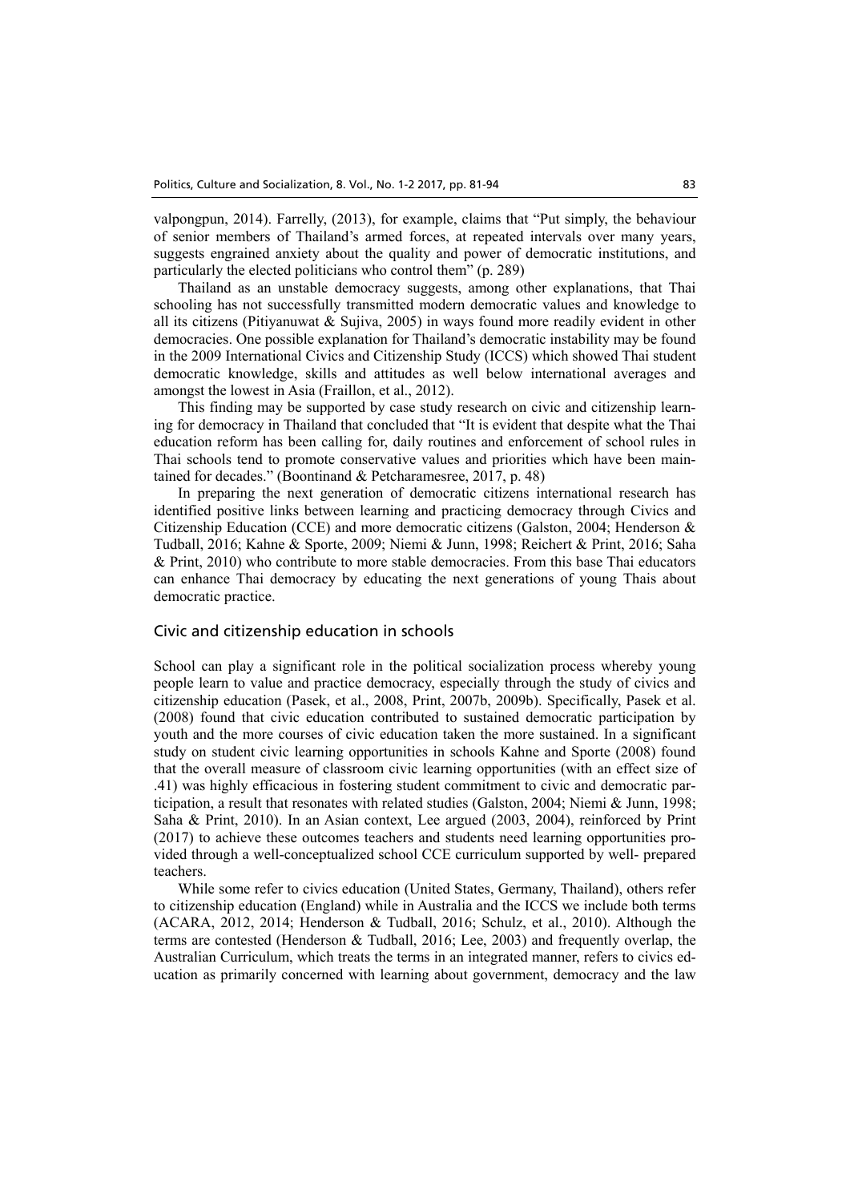valpongpun, 2014). Farrelly, (2013), for example, claims that "Put simply, the behaviour of senior members of Thailand's armed forces, at repeated intervals over many years, suggests engrained anxiety about the quality and power of democratic institutions, and particularly the elected politicians who control them" (p. 289)

Thailand as an unstable democracy suggests, among other explanations, that Thai schooling has not successfully transmitted modern democratic values and knowledge to all its citizens (Pitiyanuwat & Sujiva, 2005) in ways found more readily evident in other democracies. One possible explanation for Thailand's democratic instability may be found in the 2009 International Civics and Citizenship Study (ICCS) which showed Thai student democratic knowledge, skills and attitudes as well below international averages and amongst the lowest in Asia (Fraillon, et al., 2012).

This finding may be supported by case study research on civic and citizenship learning for democracy in Thailand that concluded that "It is evident that despite what the Thai education reform has been calling for, daily routines and enforcement of school rules in Thai schools tend to promote conservative values and priorities which have been maintained for decades." (Boontinand & Petcharamesree, 2017, p. 48)

In preparing the next generation of democratic citizens international research has identified positive links between learning and practicing democracy through Civics and Citizenship Education (CCE) and more democratic citizens (Galston, 2004; Henderson & Tudball, 2016; Kahne & Sporte, 2009; Niemi & Junn, 1998; Reichert & Print, 2016; Saha & Print, 2010) who contribute to more stable democracies. From this base Thai educators can enhance Thai democracy by educating the next generations of young Thais about democratic practice.

## Civic and citizenship education in schools

School can play a significant role in the political socialization process whereby young people learn to value and practice democracy, especially through the study of civics and citizenship education (Pasek, et al., 2008, Print, 2007b, 2009b). Specifically, Pasek et al. (2008) found that civic education contributed to sustained democratic participation by youth and the more courses of civic education taken the more sustained. In a significant study on student civic learning opportunities in schools Kahne and Sporte (2008) found that the overall measure of classroom civic learning opportunities (with an effect size of .41) was highly efficacious in fostering student commitment to civic and democratic participation, a result that resonates with related studies (Galston, 2004; Niemi & Junn, 1998; Saha & Print, 2010). In an Asian context, Lee argued (2003, 2004), reinforced by Print (2017) to achieve these outcomes teachers and students need learning opportunities provided through a well-conceptualized school CCE curriculum supported by well- prepared teachers.

While some refer to civics education (United States, Germany, Thailand), others refer to citizenship education (England) while in Australia and the ICCS we include both terms (ACARA, 2012, 2014; Henderson & Tudball, 2016; Schulz, et al., 2010). Although the terms are contested (Henderson & Tudball, 2016; Lee, 2003) and frequently overlap, the Australian Curriculum, which treats the terms in an integrated manner, refers to civics education as primarily concerned with learning about government, democracy and the law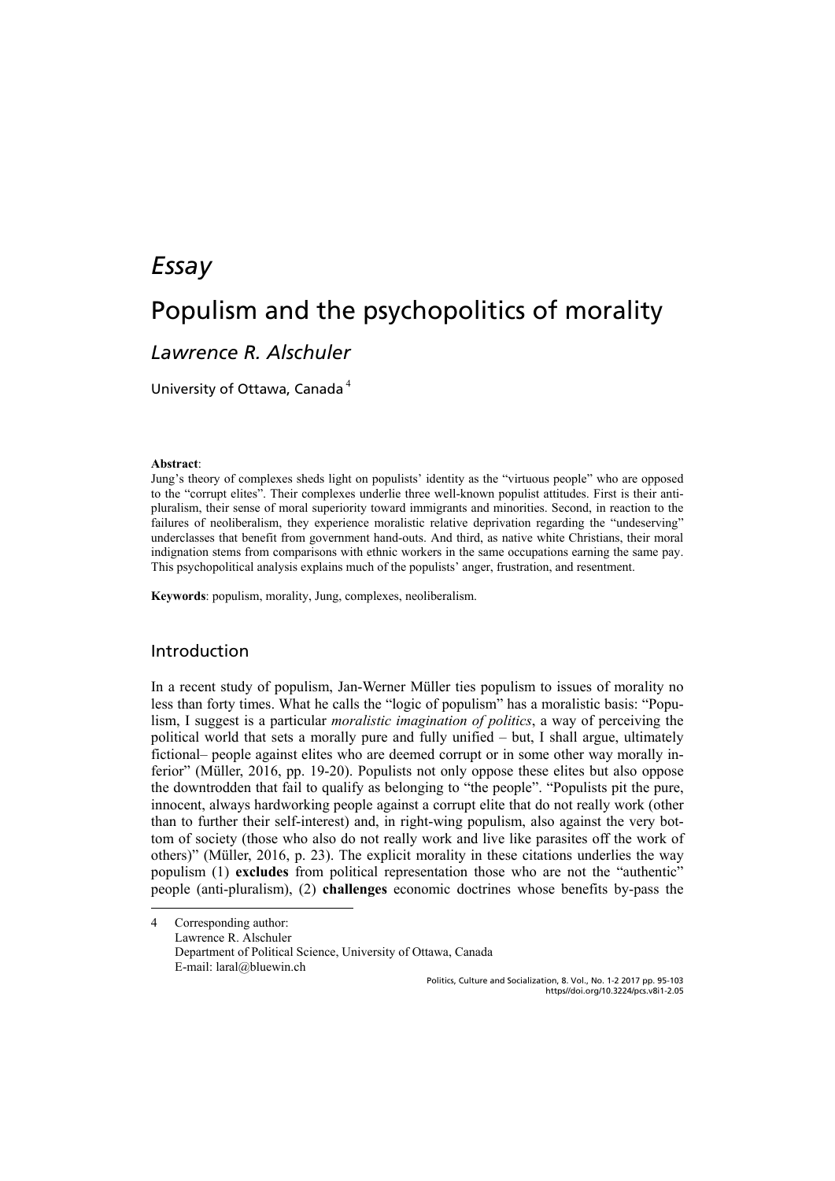# *Essay*

# Populism and the psychopolitics of morality

## *Lawrence R. Alschuler*

University of Ottawa, Canada [4]

**Abstract**:

Jung's theory of complexes sheds light on populists' identity as the "virtuous people" who are opposed to the "corrupt elites". Their complexes underlie three well-known populist attitudes. First is their anti-pluralism, their sense of moral superiority toward immigrants and minorities. Second, in reaction to the failures of neoliberalism, they experience moralistic relative deprivation regarding the "undeserving" underclasses that benefit from government hand-outs. And third, as native white Christians, their moral indignation stems from comparisons with ethnic workers in the same occupations earning the same pay. This psychopolitical analysis explains much of the populists' anger, frustration, and resentment.

**Keywords**: populism, morality, Jung, complexes, neoliberalism.

## Introduction

In a recent study of populism, Jan-Werner Müller ties populism to issues of morality no less than forty times. What he calls the "logic of populism" has a moralistic basis: "Populism, I suggest is a particular *moralistic imagination of politics*, a way of perceiving the political world that sets a morally pure and fully unified – but, I shall argue, ultimately fictional– people against elites who are deemed corrupt or in some other way morally inferior" (Müller, 2016, pp. 19-20). Populists not only oppose these elites but also oppose the downtrodden that fail to qualify as belonging to "the people". "Populists pit the pure, innocent, always hardworking people against a corrupt elite that do not really work (other than to further their self-interest) and, in right-wing populism, also against the very bottom of society (those who also do not really work and live like parasites off the work of others)" (Müller, 2016, p. 23). The explicit morality in these citations underlies the way populism (1) **excludes** from political representation those who are not the "authentic" people (anti-pluralism), (2) **challenges** economic doctrines whose benefits by-pass the

---

4 Corresponding author:
Lawrence R. Alschuler
Department of Political Science, University of Ottawa, Canada
E-mail: laral@bluewin.ch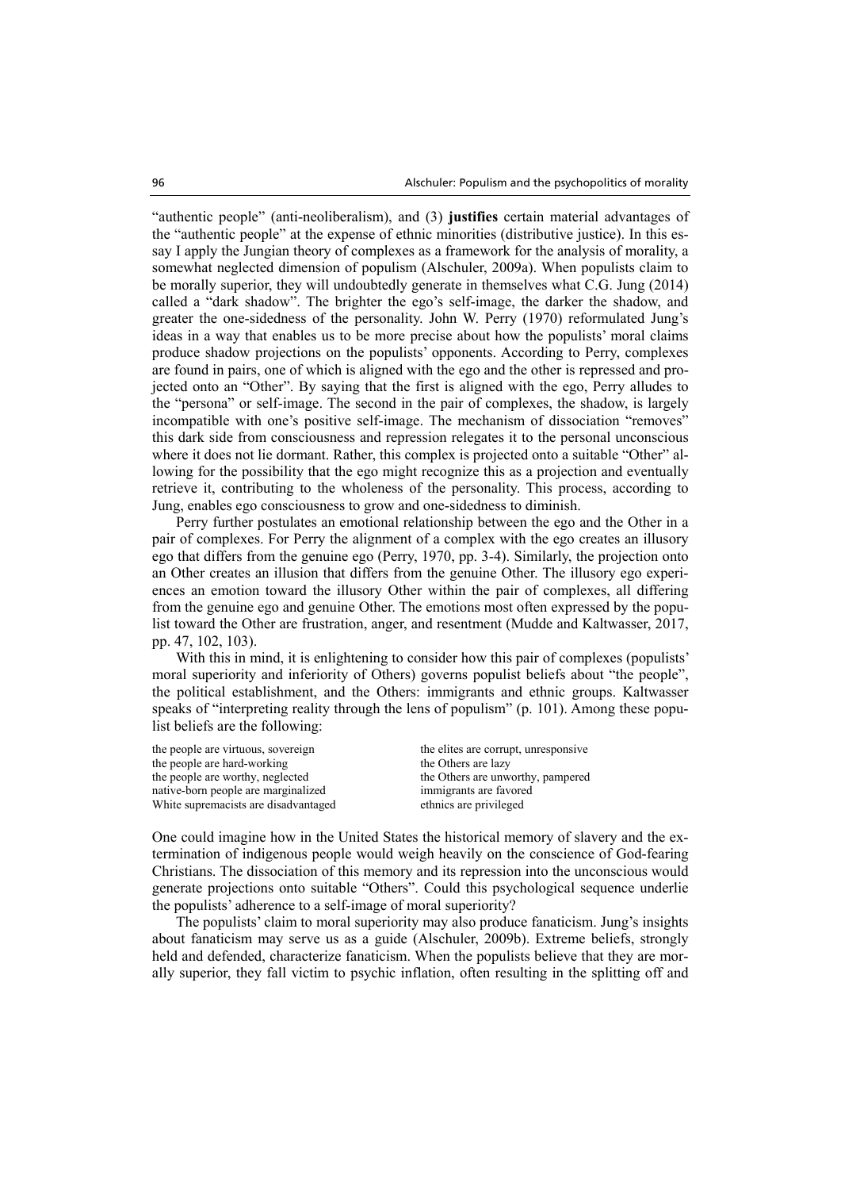"authentic people" (anti-neoliberalism), and (3) **justifies** certain material advantages of the "authentic people" at the expense of ethnic minorities (distributive justice). In this essay I apply the Jungian theory of complexes as a framework for the analysis of morality, a somewhat neglected dimension of populism (Alschuler, 2009a). When populists claim to be morally superior, they will undoubtedly generate in themselves what C.G. Jung (2014) called a "dark shadow". The brighter the ego's self-image, the darker the shadow, and greater the one-sidedness of the personality. John W. Perry (1970) reformulated Jung's ideas in a way that enables us to be more precise about how the populists' moral claims produce shadow projections on the populists' opponents. According to Perry, complexes are found in pairs, one of which is aligned with the ego and the other is repressed and projected onto an "Other". By saying that the first is aligned with the ego, Perry alludes to the "persona" or self-image. The second in the pair of complexes, the shadow, is largely incompatible with one's positive self-image. The mechanism of dissociation "removes" this dark side from consciousness and repression relegates it to the personal unconscious where it does not lie dormant. Rather, this complex is projected onto a suitable "Other" allowing for the possibility that the ego might recognize this as a projection and eventually retrieve it, contributing to the wholeness of the personality. This process, according to Jung, enables ego consciousness to grow and one-sidedness to diminish.

Perry further postulates an emotional relationship between the ego and the Other in a pair of complexes. For Perry the alignment of a complex with the ego creates an illusory ego that differs from the genuine ego (Perry, 1970, pp. 3-4). Similarly, the projection onto an Other creates an illusion that differs from the genuine Other. The illusory ego experiences an emotion toward the illusory Other within the pair of complexes, all differing from the genuine ego and genuine Other. The emotions most often expressed by the populist toward the Other are frustration, anger, and resentment (Mudde and Kaltwasser, 2017, pp. 47, 102, 103).

With this in mind, it is enlightening to consider how this pair of complexes (populists' moral superiority and inferiority of Others) governs populist beliefs about "the people", the political establishment, and the Others: immigrants and ethnic groups. Kaltwasser speaks of "interpreting reality through the lens of populism" (p. 101). Among these populist beliefs are the following:

| | |
|---|---|
| the people are virtuous, sovereign | the elites are corrupt, unresponsive |
| the people are hard-working | the Others are lazy |
| the people are worthy, neglected | the Others are unworthy, pampered |
| native-born people are marginalized | immigrants are favored |
| White supremacists are disadvantaged | ethnics are privileged |

One could imagine how in the United States the historical memory of slavery and the extermination of indigenous people would weigh heavily on the conscience of God-fearing Christians. The dissociation of this memory and its repression into the unconscious would generate projections onto suitable "Others". Could this psychological sequence underlie the populists' adherence to a self-image of moral superiority?

The populists' claim to moral superiority may also produce fanaticism. Jung's insights about fanaticism may serve us as a guide (Alschuler, 2009b). Extreme beliefs, strongly held and defended, characterize fanaticism. When the populists believe that they are morally superior, they fall victim to psychic inflation, often resulting in the splitting off and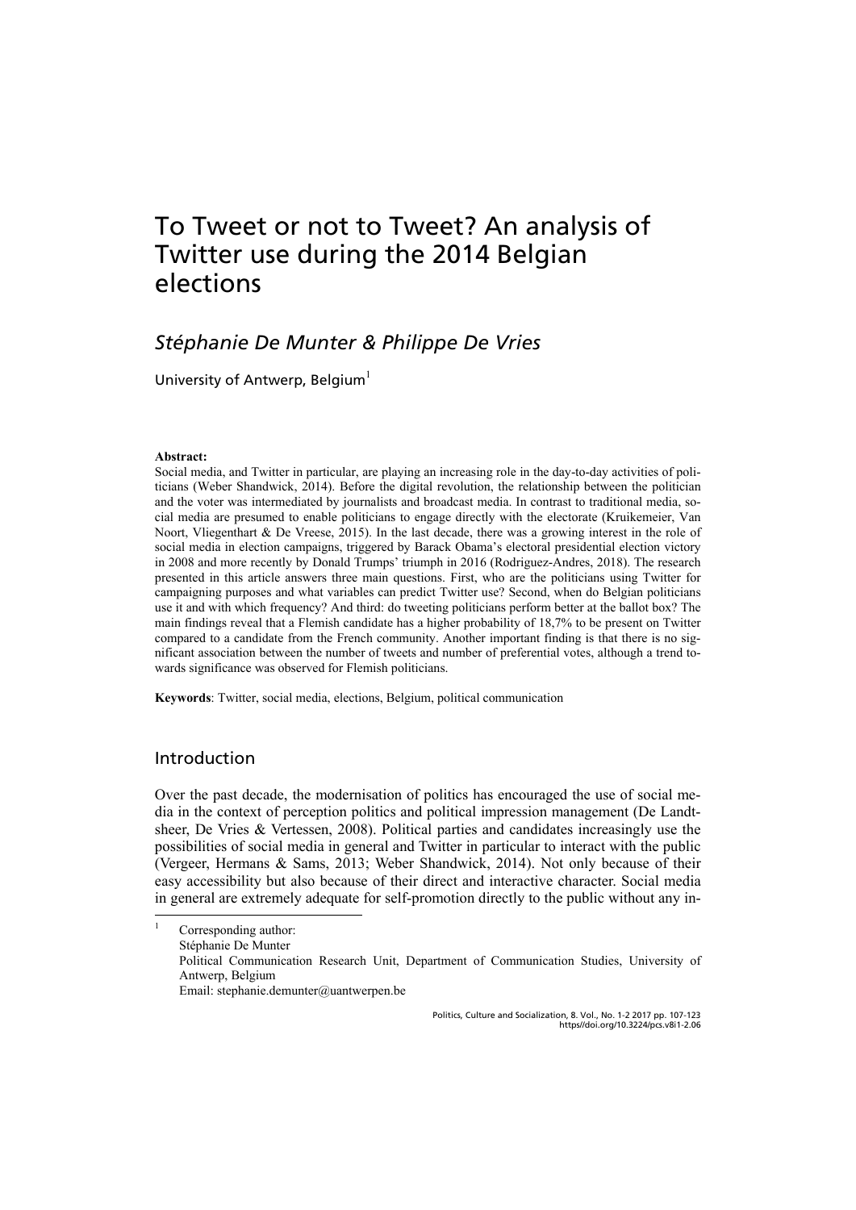# To Tweet or not to Tweet? An analysis of Twitter use during the 2014 Belgian elections

## *Stéphanie De Munter & Philippe De Vries*

University of Antwerp, Belgium[1]

**Abstract:**
Social media, and Twitter in particular, are playing an increasing role in the day-to-day activities of politicians (Weber Shandwick, 2014). Before the digital revolution, the relationship between the politician and the voter was intermediated by journalists and broadcast media. In contrast to traditional media, social media are presumed to enable politicians to engage directly with the electorate (Kruikemeier, Van Noort, Vliegenthart & De Vreese, 2015). In the last decade, there was a growing interest in the role of social media in election campaigns, triggered by Barack Obama's electoral presidential election victory in 2008 and more recently by Donald Trumps' triumph in 2016 (Rodriguez-Andres, 2018). The research presented in this article answers three main questions. First, who are the politicians using Twitter for campaigning purposes and what variables can predict Twitter use? Second, when do Belgian politicians use it and with which frequency? And third: do tweeting politicians perform better at the ballot box? The main findings reveal that a Flemish candidate has a higher probability of 18,7% to be present on Twitter compared to a candidate from the French community. Another important finding is that there is no significant association between the number of tweets and number of preferential votes, although a trend towards significance was observed for Flemish politicians.

**Keywords**: Twitter, social media, elections, Belgium, political communication

## Introduction

Over the past decade, the modernisation of politics has encouraged the use of social media in the context of perception politics and political impression management (De Landtsheer, De Vries & Vertessen, 2008). Political parties and candidates increasingly use the possibilities of social media in general and Twitter in particular to interact with the public (Vergeer, Hermans & Sams, 2013; Weber Shandwick, 2014). Not only because of their easy accessibility but also because of their direct and interactive character. Social media in general are extremely adequate for self-promotion directly to the public without any in-

[1] Corresponding author:
Stéphanie De Munter
Political Communication Research Unit, Department of Communication Studies, University of Antwerp, Belgium
Email: stephanie.demunter@uantwerpen.be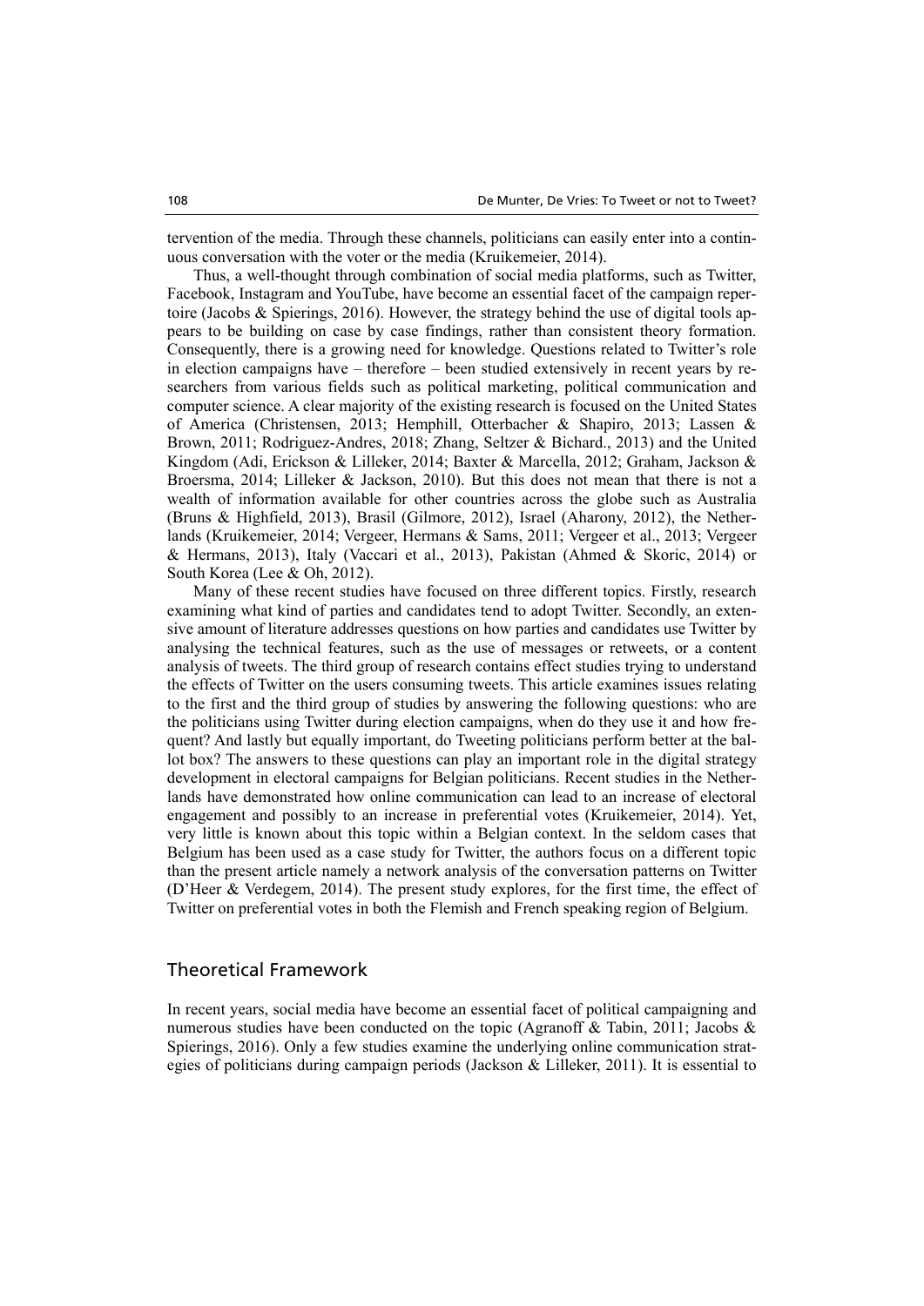tervention of the media. Through these channels, politicians can easily enter into a continuous conversation with the voter or the media (Kruikemeier, 2014).

Thus, a well-thought through combination of social media platforms, such as Twitter, Facebook, Instagram and YouTube, have become an essential facet of the campaign repertoire (Jacobs & Spierings, 2016). However, the strategy behind the use of digital tools appears to be building on case by case findings, rather than consistent theory formation. Consequently, there is a growing need for knowledge. Questions related to Twitter's role in election campaigns have – therefore – been studied extensively in recent years by researchers from various fields such as political marketing, political communication and computer science. A clear majority of the existing research is focused on the United States of America (Christensen, 2013; Hemphill, Otterbacher & Shapiro, 2013; Lassen & Brown, 2011; Rodriguez-Andres, 2018; Zhang, Seltzer & Bichard., 2013) and the United Kingdom (Adi, Erickson & Lilleker, 2014; Baxter & Marcella, 2012; Graham, Jackson & Broersma, 2014; Lilleker & Jackson, 2010). But this does not mean that there is not a wealth of information available for other countries across the globe such as Australia (Bruns & Highfield, 2013), Brasil (Gilmore, 2012), Israel (Aharony, 2012), the Netherlands (Kruikemeier, 2014; Vergeer, Hermans & Sams, 2011; Vergeer et al., 2013; Vergeer & Hermans, 2013), Italy (Vaccari et al., 2013), Pakistan (Ahmed & Skoric, 2014) or South Korea (Lee & Oh, 2012).

Many of these recent studies have focused on three different topics. Firstly, research examining what kind of parties and candidates tend to adopt Twitter. Secondly, an extensive amount of literature addresses questions on how parties and candidates use Twitter by analysing the technical features, such as the use of messages or retweets, or a content analysis of tweets. The third group of research contains effect studies trying to understand the effects of Twitter on the users consuming tweets. This article examines issues relating to the first and the third group of studies by answering the following questions: who are the politicians using Twitter during election campaigns, when do they use it and how frequent? And lastly but equally important, do Tweeting politicians perform better at the ballot box? The answers to these questions can play an important role in the digital strategy development in electoral campaigns for Belgian politicians. Recent studies in the Netherlands have demonstrated how online communication can lead to an increase of electoral engagement and possibly to an increase in preferential votes (Kruikemeier, 2014). Yet, very little is known about this topic within a Belgian context. In the seldom cases that Belgium has been used as a case study for Twitter, the authors focus on a different topic than the present article namely a network analysis of the conversation patterns on Twitter (D'Heer & Verdegem, 2014). The present study explores, for the first time, the effect of Twitter on preferential votes in both the Flemish and French speaking region of Belgium.

## Theoretical Framework

In recent years, social media have become an essential facet of political campaigning and numerous studies have been conducted on the topic (Agranoff & Tabin, 2011; Jacobs & Spierings, 2016). Only a few studies examine the underlying online communication strategies of politicians during campaign periods (Jackson & Lilleker, 2011). It is essential to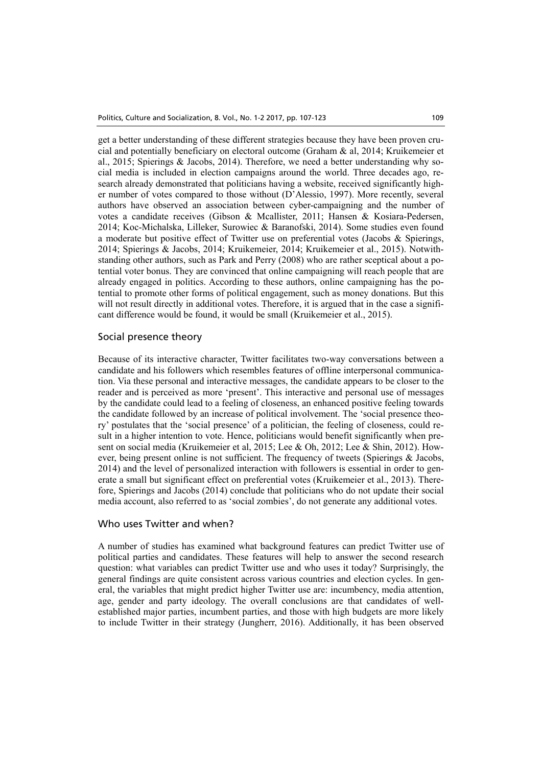get a better understanding of these different strategies because they have been proven crucial and potentially beneficiary on electoral outcome (Graham & al, 2014; Kruikemeier et al., 2015; Spierings & Jacobs, 2014). Therefore, we need a better understanding why social media is included in election campaigns around the world. Three decades ago, research already demonstrated that politicians having a website, received significantly higher number of votes compared to those without (D'Alessio, 1997). More recently, several authors have observed an association between cyber-campaigning and the number of votes a candidate receives (Gibson & Mcallister, 2011; Hansen & Kosiara-Pedersen, 2014; Koc-Michalska, Lilleker, Surowiec & Baranofski, 2014). Some studies even found a moderate but positive effect of Twitter use on preferential votes (Jacobs & Spierings, 2014; Spierings & Jacobs, 2014; Kruikemeier, 2014; Kruikemeier et al., 2015). Notwithstanding other authors, such as Park and Perry (2008) who are rather sceptical about a potential voter bonus. They are convinced that online campaigning will reach people that are already engaged in politics. According to these authors, online campaigning has the potential to promote other forms of political engagement, such as money donations. But this will not result directly in additional votes. Therefore, it is argued that in the case a significant difference would be found, it would be small (Kruikemeier et al., 2015).

## Social presence theory

Because of its interactive character, Twitter facilitates two-way conversations between a candidate and his followers which resembles features of offline interpersonal communication. Via these personal and interactive messages, the candidate appears to be closer to the reader and is perceived as more 'present'. This interactive and personal use of messages by the candidate could lead to a feeling of closeness, an enhanced positive feeling towards the candidate followed by an increase of political involvement. The 'social presence theory' postulates that the 'social presence' of a politician, the feeling of closeness, could result in a higher intention to vote. Hence, politicians would benefit significantly when present on social media (Kruikemeier et al, 2015; Lee & Oh, 2012; Lee & Shin, 2012). However, being present online is not sufficient. The frequency of tweets (Spierings & Jacobs, 2014) and the level of personalized interaction with followers is essential in order to generate a small but significant effect on preferential votes (Kruikemeier et al., 2013). Therefore, Spierings and Jacobs (2014) conclude that politicians who do not update their social media account, also referred to as 'social zombies', do not generate any additional votes.

## Who uses Twitter and when?

A number of studies has examined what background features can predict Twitter use of political parties and candidates. These features will help to answer the second research question: what variables can predict Twitter use and who uses it today? Surprisingly, the general findings are quite consistent across various countries and election cycles. In general, the variables that might predict higher Twitter use are: incumbency, media attention, age, gender and party ideology. The overall conclusions are that candidates of well-established major parties, incumbent parties, and those with high budgets are more likely to include Twitter in their strategy (Jungherr, 2016). Additionally, it has been observed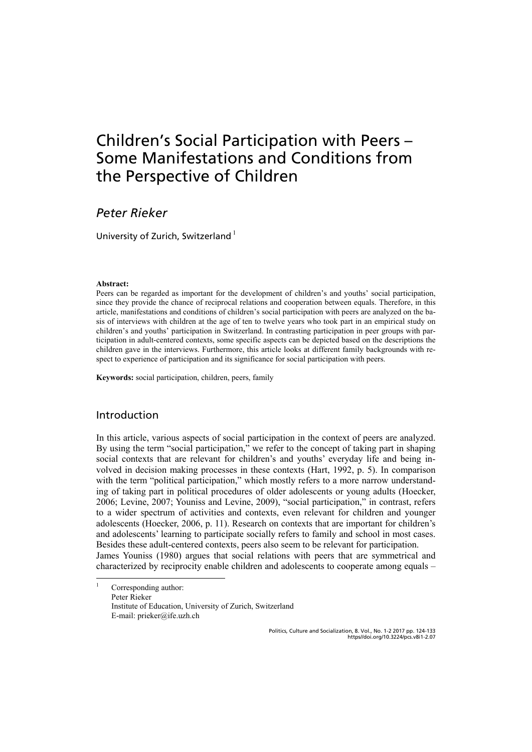# Children's Social Participation with Peers – Some Manifestations and Conditions from the Perspective of Children

*Peter Rieker*

University of Zurich, Switzerland [1]

**Abstract:**
Peers can be regarded as important for the development of children's and youths' social participation, since they provide the chance of reciprocal relations and cooperation between equals. Therefore, in this article, manifestations and conditions of children's social participation with peers are analyzed on the basis of interviews with children at the age of ten to twelve years who took part in an empirical study on children's and youths' participation in Switzerland. In contrasting participation in peer groups with participation in adult-centered contexts, some specific aspects can be depicted based on the descriptions the children gave in the interviews. Furthermore, this article looks at different family backgrounds with respect to experience of participation and its significance for social participation with peers.

**Keywords:** social participation, children, peers, family

## Introduction

In this article, various aspects of social participation in the context of peers are analyzed. By using the term "social participation," we refer to the concept of taking part in shaping social contexts that are relevant for children's and youths' everyday life and being involved in decision making processes in these contexts (Hart, 1992, p. 5). In comparison with the term "political participation," which mostly refers to a more narrow understanding of taking part in political procedures of older adolescents or young adults (Hoecker, 2006; Levine, 2007; Youniss and Levine, 2009), "social participation," in contrast, refers to a wider spectrum of activities and contexts, even relevant for children and younger adolescents (Hoecker, 2006, p. 11). Research on contexts that are important for children's and adolescents' learning to participate socially refers to family and school in most cases. Besides these adult-centered contexts, peers also seem to be relevant for participation.
James Youniss (1980) argues that social relations with peers that are symmetrical and characterized by reciprocity enable children and adolescents to cooperate among equals –

[1] Corresponding author:
Peter Rieker
Institute of Education, University of Zurich, Switzerland
E-mail: prieker@ife.uzh.ch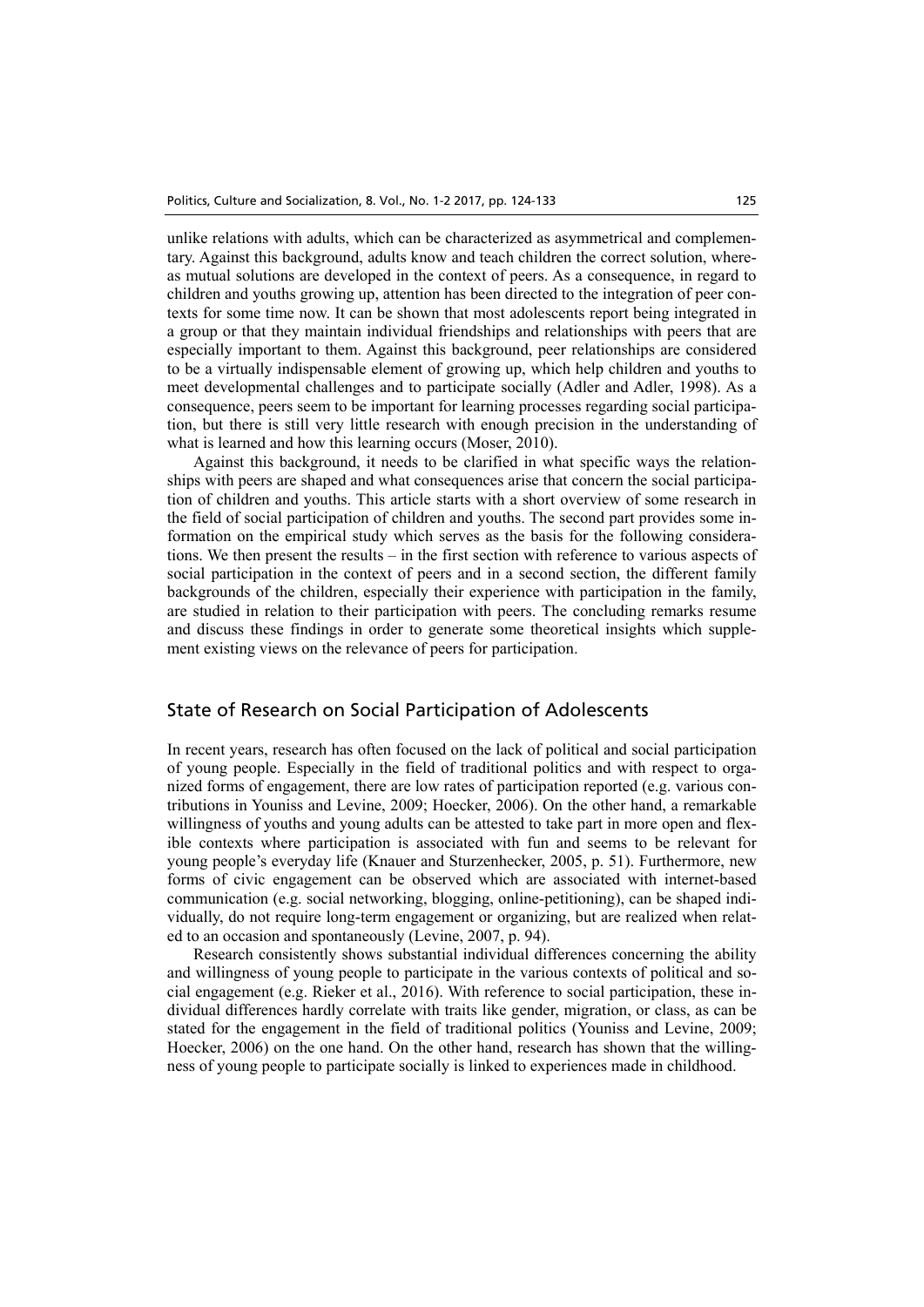unlike relations with adults, which can be characterized as asymmetrical and complementary. Against this background, adults know and teach children the correct solution, whereas mutual solutions are developed in the context of peers. As a consequence, in regard to children and youths growing up, attention has been directed to the integration of peer contexts for some time now. It can be shown that most adolescents report being integrated in a group or that they maintain individual friendships and relationships with peers that are especially important to them. Against this background, peer relationships are considered to be a virtually indispensable element of growing up, which help children and youths to meet developmental challenges and to participate socially (Adler and Adler, 1998). As a consequence, peers seem to be important for learning processes regarding social participation, but there is still very little research with enough precision in the understanding of what is learned and how this learning occurs (Moser, 2010).

Against this background, it needs to be clarified in what specific ways the relationships with peers are shaped and what consequences arise that concern the social participation of children and youths. This article starts with a short overview of some research in the field of social participation of children and youths. The second part provides some information on the empirical study which serves as the basis for the following considerations. We then present the results – in the first section with reference to various aspects of social participation in the context of peers and in a second section, the different family backgrounds of the children, especially their experience with participation in the family, are studied in relation to their participation with peers. The concluding remarks resume and discuss these findings in order to generate some theoretical insights which supplement existing views on the relevance of peers for participation.

## State of Research on Social Participation of Adolescents

In recent years, research has often focused on the lack of political and social participation of young people. Especially in the field of traditional politics and with respect to organized forms of engagement, there are low rates of participation reported (e.g. various contributions in Youniss and Levine, 2009; Hoecker, 2006). On the other hand, a remarkable willingness of youths and young adults can be attested to take part in more open and flexible contexts where participation is associated with fun and seems to be relevant for young people's everyday life (Knauer and Sturzenhecker, 2005, p. 51). Furthermore, new forms of civic engagement can be observed which are associated with internet-based communication (e.g. social networking, blogging, online-petitioning), can be shaped individually, do not require long-term engagement or organizing, but are realized when related to an occasion and spontaneously (Levine, 2007, p. 94).

Research consistently shows substantial individual differences concerning the ability and willingness of young people to participate in the various contexts of political and social engagement (e.g. Rieker et al., 2016). With reference to social participation, these individual differences hardly correlate with traits like gender, migration, or class, as can be stated for the engagement in the field of traditional politics (Youniss and Levine, 2009; Hoecker, 2006) on the one hand. On the other hand, research has shown that the willingness of young people to participate socially is linked to experiences made in childhood.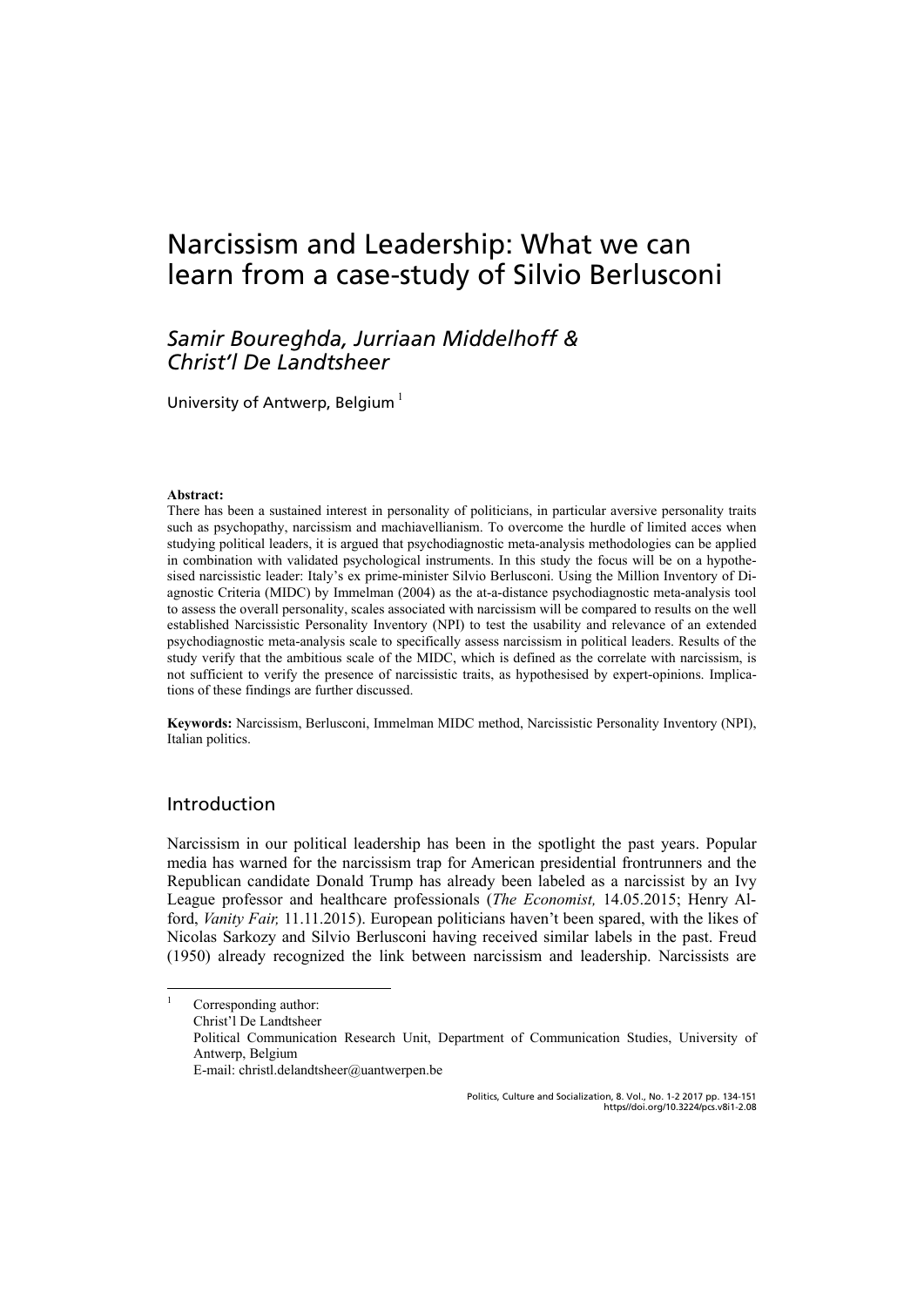# Narcissism and Leadership: What we can learn from a case-study of Silvio Berlusconi

*Samir Boureghda, Jurriaan Middelhoff & Christ'l De Landtsheer*

University of Antwerp, Belgium [1]

**Abstract:**
There has been a sustained interest in personality of politicians, in particular aversive personality traits such as psychopathy, narcissism and machiavellianism. To overcome the hurdle of limited acces when studying political leaders, it is argued that psychodiagnostic meta-analysis methodologies can be applied in combination with validated psychological instruments. In this study the focus will be on a hypothesised narcissistic leader: Italy's ex prime-minister Silvio Berlusconi. Using the Million Inventory of Diagnostic Criteria (MIDC) by Immelman (2004) as the at-a-distance psychodiagnostic meta-analysis tool to assess the overall personality, scales associated with narcissism will be compared to results on the well established Narcissistic Personality Inventory (NPI) to test the usability and relevance of an extended psychodiagnostic meta-analysis scale to specifically assess narcissism in political leaders. Results of the study verify that the ambitious scale of the MIDC, which is defined as the correlate with narcissism, is not sufficient to verify the presence of narcissistic traits, as hypothesised by expert-opinions. Implications of these findings are further discussed.

**Keywords:** Narcissism, Berlusconi, Immelman MIDC method, Narcissistic Personality Inventory (NPI), Italian politics.

## Introduction

Narcissism in our political leadership has been in the spotlight the past years. Popular media has warned for the narcissism trap for American presidential frontrunners and the Republican candidate Donald Trump has already been labeled as a narcissist by an Ivy League professor and healthcare professionals (*The Economist,* 14.05.2015; Henry Alford, *Vanity Fair,* 11.11.2015). European politicians haven't been spared, with the likes of Nicolas Sarkozy and Silvio Berlusconi having received similar labels in the past. Freud (1950) already recognized the link between narcissism and leadership. Narcissists are

[1] Corresponding author:
Christ'l De Landtsheer
Political Communication Research Unit, Department of Communication Studies, University of Antwerp, Belgium
E-mail: christl.delandtsheer@uantwerpen.be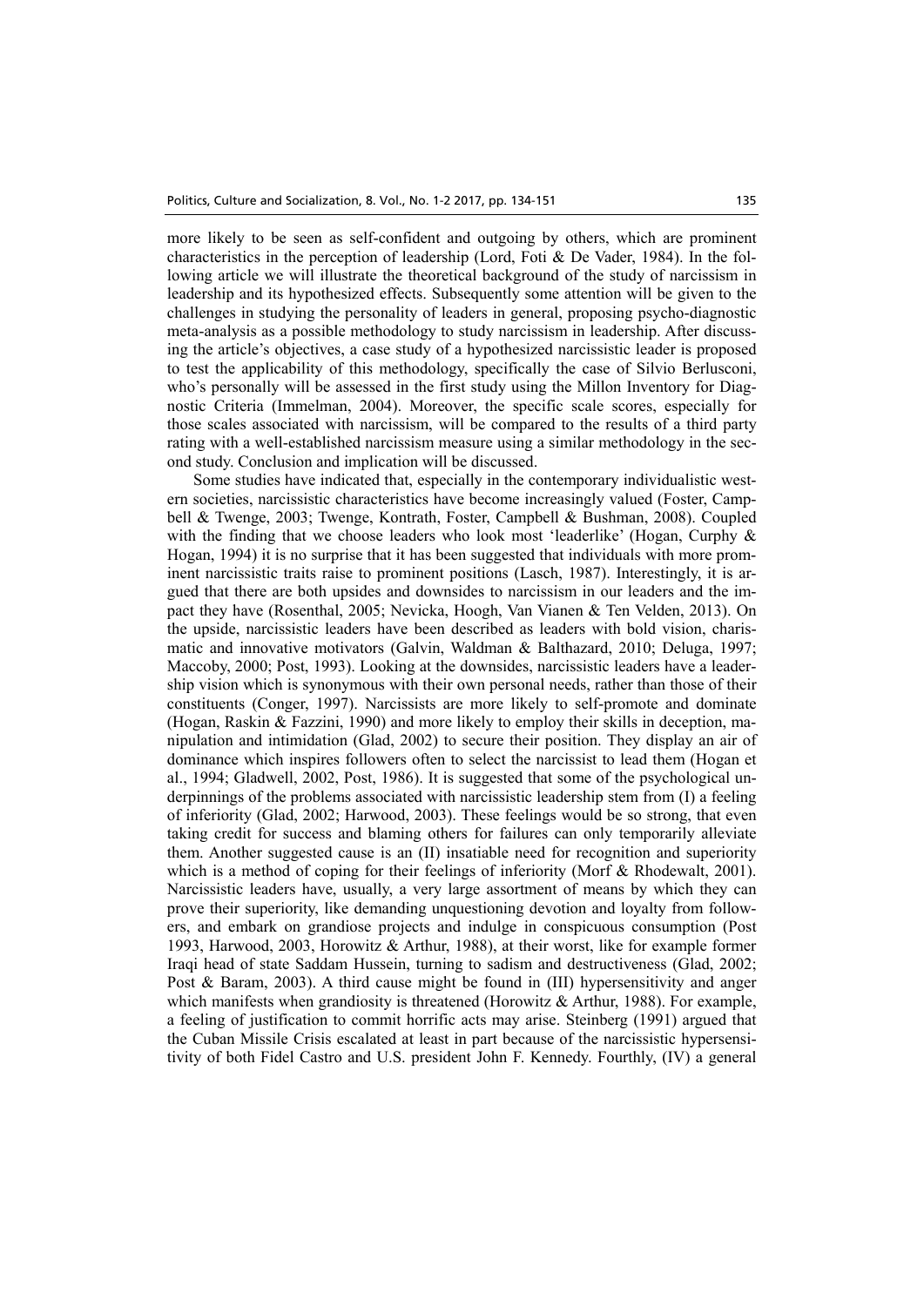more likely to be seen as self-confident and outgoing by others, which are prominent characteristics in the perception of leadership (Lord, Foti & De Vader, 1984). In the following article we will illustrate the theoretical background of the study of narcissism in leadership and its hypothesized effects. Subsequently some attention will be given to the challenges in studying the personality of leaders in general, proposing psycho-diagnostic meta-analysis as a possible methodology to study narcissism in leadership. After discussing the article's objectives, a case study of a hypothesized narcissistic leader is proposed to test the applicability of this methodology, specifically the case of Silvio Berlusconi, who's personally will be assessed in the first study using the Millon Inventory for Diagnostic Criteria (Immelman, 2004). Moreover, the specific scale scores, especially for those scales associated with narcissism, will be compared to the results of a third party rating with a well-established narcissism measure using a similar methodology in the second study. Conclusion and implication will be discussed.

Some studies have indicated that, especially in the contemporary individualistic western societies, narcissistic characteristics have become increasingly valued (Foster, Campbell & Twenge, 2003; Twenge, Kontrath, Foster, Campbell & Bushman, 2008). Coupled with the finding that we choose leaders who look most 'leaderlike' (Hogan, Curphy & Hogan, 1994) it is no surprise that it has been suggested that individuals with more prominent narcissistic traits raise to prominent positions (Lasch, 1987). Interestingly, it is argued that there are both upsides and downsides to narcissism in our leaders and the impact they have (Rosenthal, 2005; Nevicka, Hoogh, Van Vianen & Ten Velden, 2013). On the upside, narcissistic leaders have been described as leaders with bold vision, charismatic and innovative motivators (Galvin, Waldman & Balthazard, 2010; Deluga, 1997; Maccoby, 2000; Post, 1993). Looking at the downsides, narcissistic leaders have a leadership vision which is synonymous with their own personal needs, rather than those of their constituents (Conger, 1997). Narcissists are more likely to self-promote and dominate (Hogan, Raskin & Fazzini, 1990) and more likely to employ their skills in deception, manipulation and intimidation (Glad, 2002) to secure their position. They display an air of dominance which inspires followers often to select the narcissist to lead them (Hogan et al., 1994; Gladwell, 2002, Post, 1986). It is suggested that some of the psychological underpinnings of the problems associated with narcissistic leadership stem from (I) a feeling of inferiority (Glad, 2002; Harwood, 2003). These feelings would be so strong, that even taking credit for success and blaming others for failures can only temporarily alleviate them. Another suggested cause is an (II) insatiable need for recognition and superiority which is a method of coping for their feelings of inferiority (Morf & Rhodewalt, 2001). Narcissistic leaders have, usually, a very large assortment of means by which they can prove their superiority, like demanding unquestioning devotion and loyalty from followers, and embark on grandiose projects and indulge in conspicuous consumption (Post 1993, Harwood, 2003, Horowitz & Arthur, 1988), at their worst, like for example former Iraqi head of state Saddam Hussein, turning to sadism and destructiveness (Glad, 2002; Post & Baram, 2003). A third cause might be found in (III) hypersensitivity and anger which manifests when grandiosity is threatened (Horowitz & Arthur, 1988). For example, a feeling of justification to commit horrific acts may arise. Steinberg (1991) argued that the Cuban Missile Crisis escalated at least in part because of the narcissistic hypersensitivity of both Fidel Castro and U.S. president John F. Kennedy. Fourthly, (IV) a general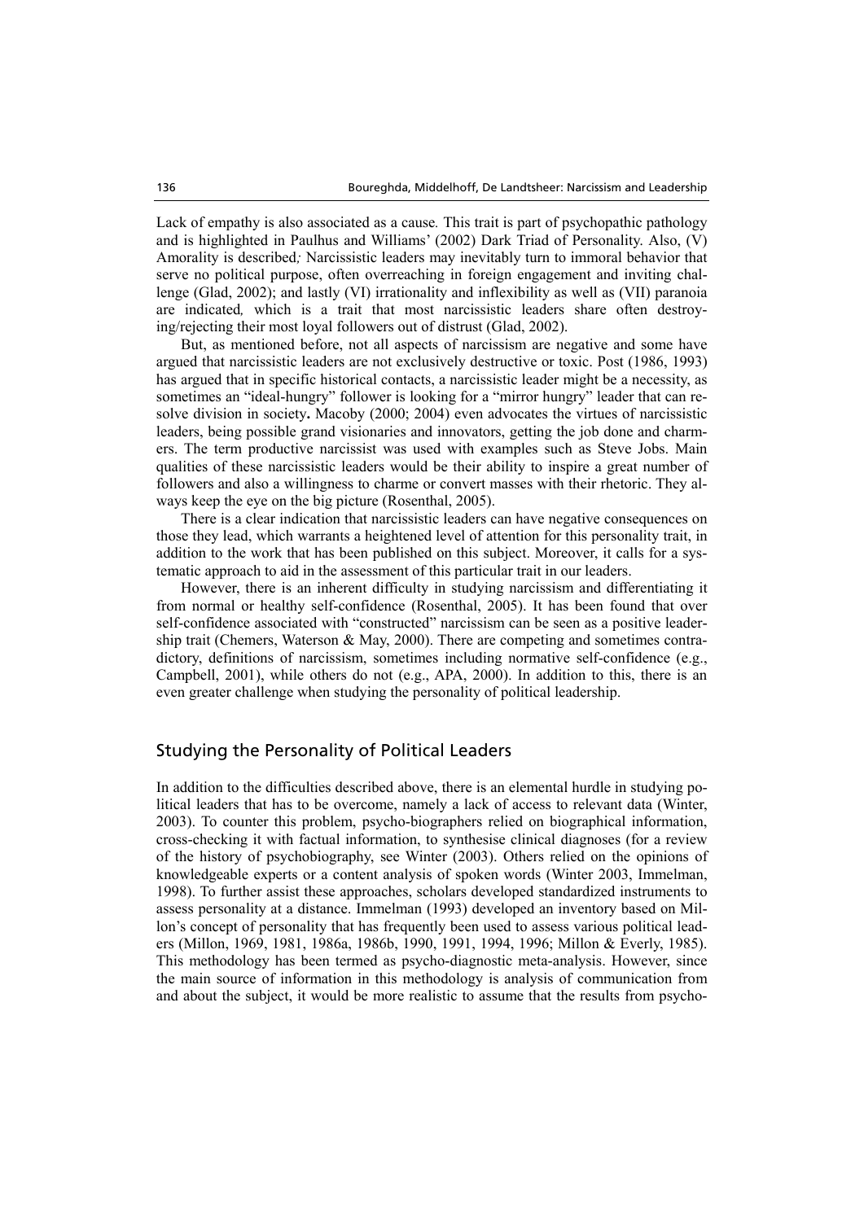Lack of empathy is also associated as a cause*.* This trait is part of psychopathic pathology and is highlighted in Paulhus and Williams' (2002) Dark Triad of Personality. Also, (V) Amorality is described*;* Narcissistic leaders may inevitably turn to immoral behavior that serve no political purpose, often overreaching in foreign engagement and inviting challenge (Glad, 2002); and lastly (VI) irrationality and inflexibility as well as (VII) paranoia are indicated*,* which is a trait that most narcissistic leaders share often destroying/rejecting their most loyal followers out of distrust (Glad, 2002).

But, as mentioned before, not all aspects of narcissism are negative and some have argued that narcissistic leaders are not exclusively destructive or toxic. Post (1986, 1993) has argued that in specific historical contacts, a narcissistic leader might be a necessity, as sometimes an "ideal-hungry" follower is looking for a "mirror hungry" leader that can resolve division in society**.** Macoby (2000; 2004) even advocates the virtues of narcissistic leaders, being possible grand visionaries and innovators, getting the job done and charmers. The term productive narcissist was used with examples such as Steve Jobs. Main qualities of these narcissistic leaders would be their ability to inspire a great number of followers and also a willingness to charme or convert masses with their rhetoric. They always keep the eye on the big picture (Rosenthal, 2005).

There is a clear indication that narcissistic leaders can have negative consequences on those they lead, which warrants a heightened level of attention for this personality trait, in addition to the work that has been published on this subject. Moreover, it calls for a systematic approach to aid in the assessment of this particular trait in our leaders.

However, there is an inherent difficulty in studying narcissism and differentiating it from normal or healthy self-confidence (Rosenthal, 2005). It has been found that over self-confidence associated with "constructed" narcissism can be seen as a positive leadership trait (Chemers, Waterson & May, 2000). There are competing and sometimes contradictory, definitions of narcissism, sometimes including normative self-confidence (e.g., Campbell, 2001), while others do not (e.g., APA, 2000). In addition to this, there is an even greater challenge when studying the personality of political leadership.

## Studying the Personality of Political Leaders

In addition to the difficulties described above, there is an elemental hurdle in studying political leaders that has to be overcome, namely a lack of access to relevant data (Winter, 2003). To counter this problem, psycho-biographers relied on biographical information, cross-checking it with factual information, to synthesise clinical diagnoses (for a review of the history of psychobiography, see Winter (2003). Others relied on the opinions of knowledgeable experts or a content analysis of spoken words (Winter 2003, Immelman, 1998). To further assist these approaches, scholars developed standardized instruments to assess personality at a distance. Immelman (1993) developed an inventory based on Millon's concept of personality that has frequently been used to assess various political leaders (Millon, 1969, 1981, 1986a, 1986b, 1990, 1991, 1994, 1996; Millon & Everly, 1985). This methodology has been termed as psycho-diagnostic meta-analysis. However, since the main source of information in this methodology is analysis of communication from and about the subject, it would be more realistic to assume that the results from psycho-